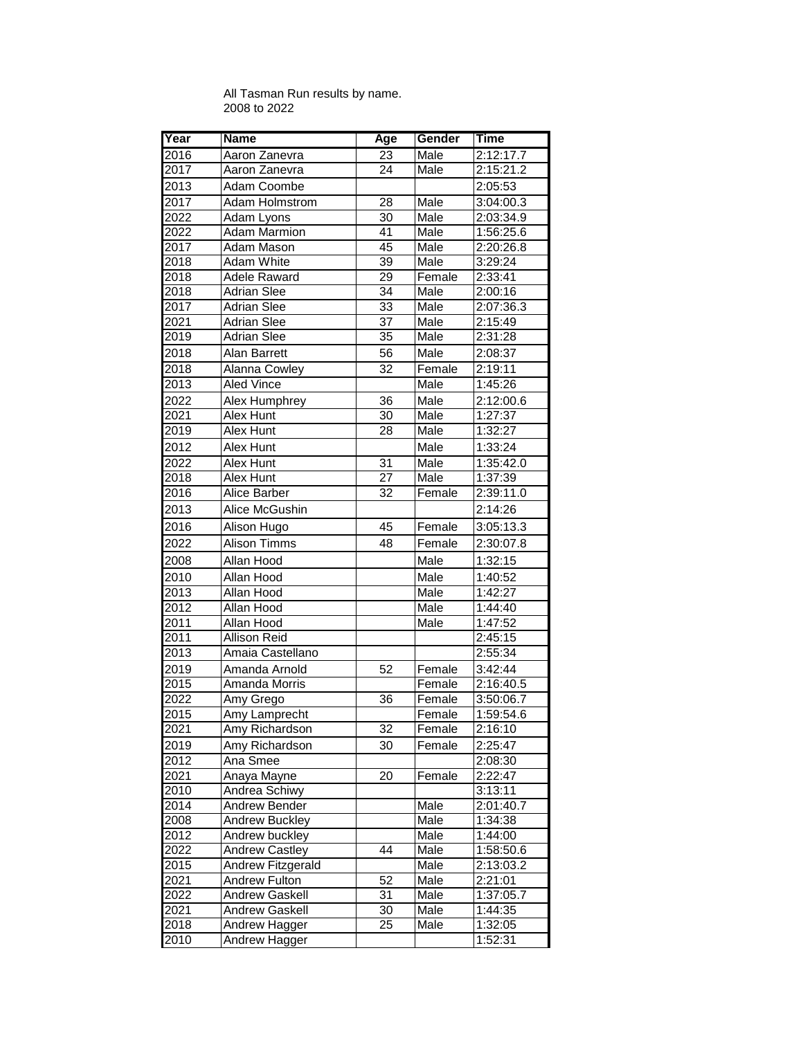All Tasman Run results by name.
2008 to 2022

| Year | Name | Age | Gender | Time |
|---|---|---|---|---|
| 2016 | Aaron Zanevra | 23 | Male | 2:12:17.7 |
| 2017 | Aaron Zanevra | 24 | Male | 2:15:21.2 |
| 2013 | Adam Coombe | | | 2:05:53 |
| 2017 | Adam Holmstrom | 28 | Male | 3:04:00.3 |
| 2022 | Adam Lyons | 30 | Male | 2:03:34.9 |
| 2022 | Adam Marmion | 41 | Male | 1:56:25.6 |
| 2017 | Adam Mason | 45 | Male | 2:20:26.8 |
| 2018 | Adam White | 39 | Male | 3:29:24 |
| 2018 | Adele Raward | 29 | Female | 2:33:41 |
| 2018 | Adrian Slee | 34 | Male | 2:00:16 |
| 2017 | Adrian Slee | 33 | Male | 2:07:36.3 |
| 2021 | Adrian Slee | 37 | Male | 2:15:49 |
| 2019 | Adrian Slee | 35 | Male | 2:31:28 |
| 2018 | Alan Barrett | 56 | Male | 2:08:37 |
| 2018 | Alanna Cowley | 32 | Female | 2:19:11 |
| 2013 | Aled Vince | | Male | 1:45:26 |
| 2022 | Alex Humphrey | 36 | Male | 2:12:00.6 |
| 2021 | Alex Hunt | 30 | Male | 1:27:37 |
| 2019 | Alex Hunt | 28 | Male | 1:32:27 |
| 2012 | Alex Hunt | | Male | 1:33:24 |
| 2022 | Alex Hunt | 31 | Male | 1:35:42.0 |
| 2018 | Alex Hunt | 27 | Male | 1:37:39 |
| 2016 | Alice Barber | 32 | Female | 2:39:11.0 |
| 2013 | Alice McGushin | | | 2:14:26 |
| 2016 | Alison Hugo | 45 | Female | 3:05:13.3 |
| 2022 | Alison Timms | 48 | Female | 2:30:07.8 |
| 2008 | Allan Hood | | Male | 1:32:15 |
| 2010 | Allan Hood | | Male | 1:40:52 |
| 2013 | Allan Hood | | Male | 1:42:27 |
| 2012 | Allan Hood | | Male | 1:44:40 |
| 2011 | Allan Hood | | Male | 1:47:52 |
| 2011 | Allison Reid | | | 2:45:15 |
| 2013 | Amaia Castellano | | | 2:55:34 |
| 2019 | Amanda Arnold | 52 | Female | 3:42:44 |
| 2015 | Amanda Morris | | Female | 2:16:40.5 |
| 2022 | Amy Grego | 36 | Female | 3:50:06.7 |
| 2015 | Amy Lamprecht | | Female | 1:59:54.6 |
| 2021 | Amy Richardson | 32 | Female | 2:16:10 |
| 2019 | Amy Richardson | 30 | Female | 2:25:47 |
| 2012 | Ana Smee | | | 2:08:30 |
| 2021 | Anaya Mayne | 20 | Female | 2:22:47 |
| 2010 | Andrea Schiwy | | | 3:13:11 |
| 2014 | Andrew Bender | | Male | 2:01:40.7 |
| 2008 | Andrew Buckley | | Male | 1:34:38 |
| 2012 | Andrew buckley | | Male | 1:44:00 |
| 2022 | Andrew Castley | 44 | Male | 1:58:50.6 |
| 2015 | Andrew Fitzgerald | | Male | 2:13:03.2 |
| 2021 | Andrew Fulton | 52 | Male | 2:21:01 |
| 2022 | Andrew Gaskell | 31 | Male | 1:37:05.7 |
| 2021 | Andrew Gaskell | 30 | Male | 1:44:35 |
| 2018 | Andrew Hagger | 25 | Male | 1:32:05 |
| 2010 | Andrew Hagger | | | 1:52:31 |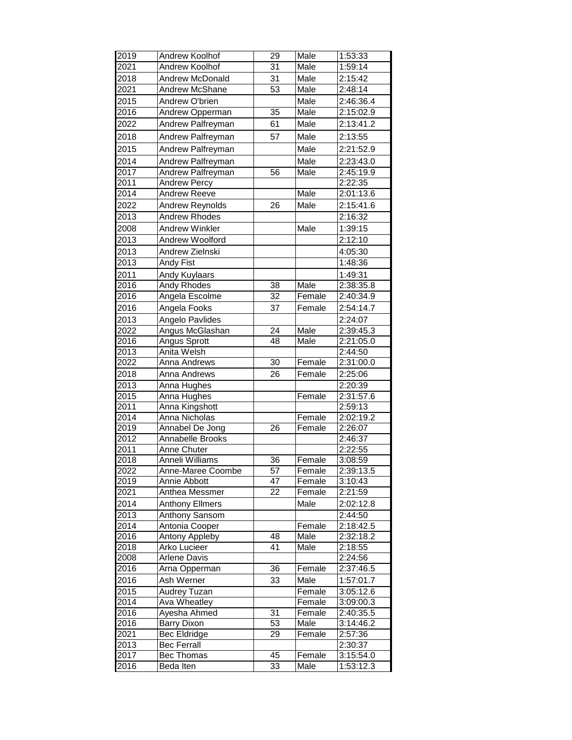| | | | | |
|---|---|---|---|---|
| 2019 | Andrew Koolhof | 29 | Male | 1:53:33 |
| 2021 | Andrew Koolhof | 31 | Male | 1:59:14 |
| 2018 | Andrew McDonald | 31 | Male | 2:15:42 |
| 2021 | Andrew McShane | 53 | Male | 2:48:14 |
| 2015 | Andrew O'brien | | Male | 2:46:36.4 |
| 2016 | Andrew Opperman | 35 | Male | 2:15:02.9 |
| 2022 | Andrew Palfreyman | 61 | Male | 2:13:41.2 |
| 2018 | Andrew Palfreyman | 57 | Male | 2:13:55 |
| 2015 | Andrew Palfreyman | | Male | 2:21:52.9 |
| 2014 | Andrew Palfreyman | | Male | 2:23:43.0 |
| 2017 | Andrew Palfreyman | 56 | Male | 2:45:19.9 |
| 2011 | Andrew Percy | | | 2:22:35 |
| 2014 | Andrew Reeve | | Male | 2:01:13.6 |
| 2022 | Andrew Reynolds | 26 | Male | 2:15:41.6 |
| 2013 | Andrew Rhodes | | | 2:16:32 |
| 2008 | Andrew Winkler | | Male | 1:39:15 |
| 2013 | Andrew Woolford | | | 2:12:10 |
| 2013 | Andrew Zielnski | | | 4:05:30 |
| 2013 | Andy Fist | | | 1:48:36 |
| 2011 | Andy Kuylaars | | | 1:49:31 |
| 2016 | Andy Rhodes | 38 | Male | 2:38:35.8 |
| 2016 | Angela Escolme | 32 | Female | 2:40:34.9 |
| 2016 | Angela Fooks | 37 | Female | 2:54:14.7 |
| 2013 | Angelo Pavlides | | | 2:24:07 |
| 2022 | Angus McGlashan | 24 | Male | 2:39:45.3 |
| 2016 | Angus Sprott | 48 | Male | 2:21:05.0 |
| 2013 | Anita Welsh | | | 2:44:50 |
| 2022 | Anna Andrews | 30 | Female | 2:31:00.0 |
| 2018 | Anna Andrews | 26 | Female | 2:25:06 |
| 2013 | Anna Hughes | | | 2:20:39 |
| 2015 | Anna Hughes | | Female | 2:31:57.6 |
| 2011 | Anna Kingshott | | | 2:59:13 |
| 2014 | Anna Nicholas | | Female | 2:02:19.2 |
| 2019 | Annabel De Jong | 26 | Female | 2:26:07 |
| 2012 | Annabelle Brooks | | | 2:46:37 |
| 2011 | Anne Chuter | | | 2:22:55 |
| 2018 | Anneli Williams | 36 | Female | 3:08:59 |
| 2022 | Anne-Maree Coombe | 57 | Female | 2:39:13.5 |
| 2019 | Annie Abbott | 47 | Female | 3:10:43 |
| 2021 | Anthea Messmer | 22 | Female | 2:21:59 |
| 2014 | Anthony Ellmers | | Male | 2:02:12.8 |
| 2013 | Anthony Sansom | | | 2:44:50 |
| 2014 | Antonia Cooper | | Female | 2:18:42.5 |
| 2016 | Antony Appleby | 48 | Male | 2:32:18.2 |
| 2018 | Arko Lucieer | 41 | Male | 2:18:55 |
| 2008 | Arlene Davis | | | 2:24:56 |
| 2016 | Arna Opperman | 36 | Female | 2:37:46.5 |
| 2016 | Ash Werner | 33 | Male | 1:57:01.7 |
| 2015 | Audrey Tuzan | | Female | 3:05:12.6 |
| 2014 | Ava Wheatley | | Female | 3:09:00.3 |
| 2016 | Ayesha Ahmed | 31 | Female | 2:40:35.5 |
| 2016 | Barry Dixon | 53 | Male | 3:14:46.2 |
| 2021 | Bec Eldridge | 29 | Female | 2:57:36 |
| 2013 | Bec Ferrall | | | 2:30:37 |
| 2017 | Bec Thomas | 45 | Female | 3:15:54.0 |
| 2016 | Beda Iten | 33 | Male | 1:53:12.3 |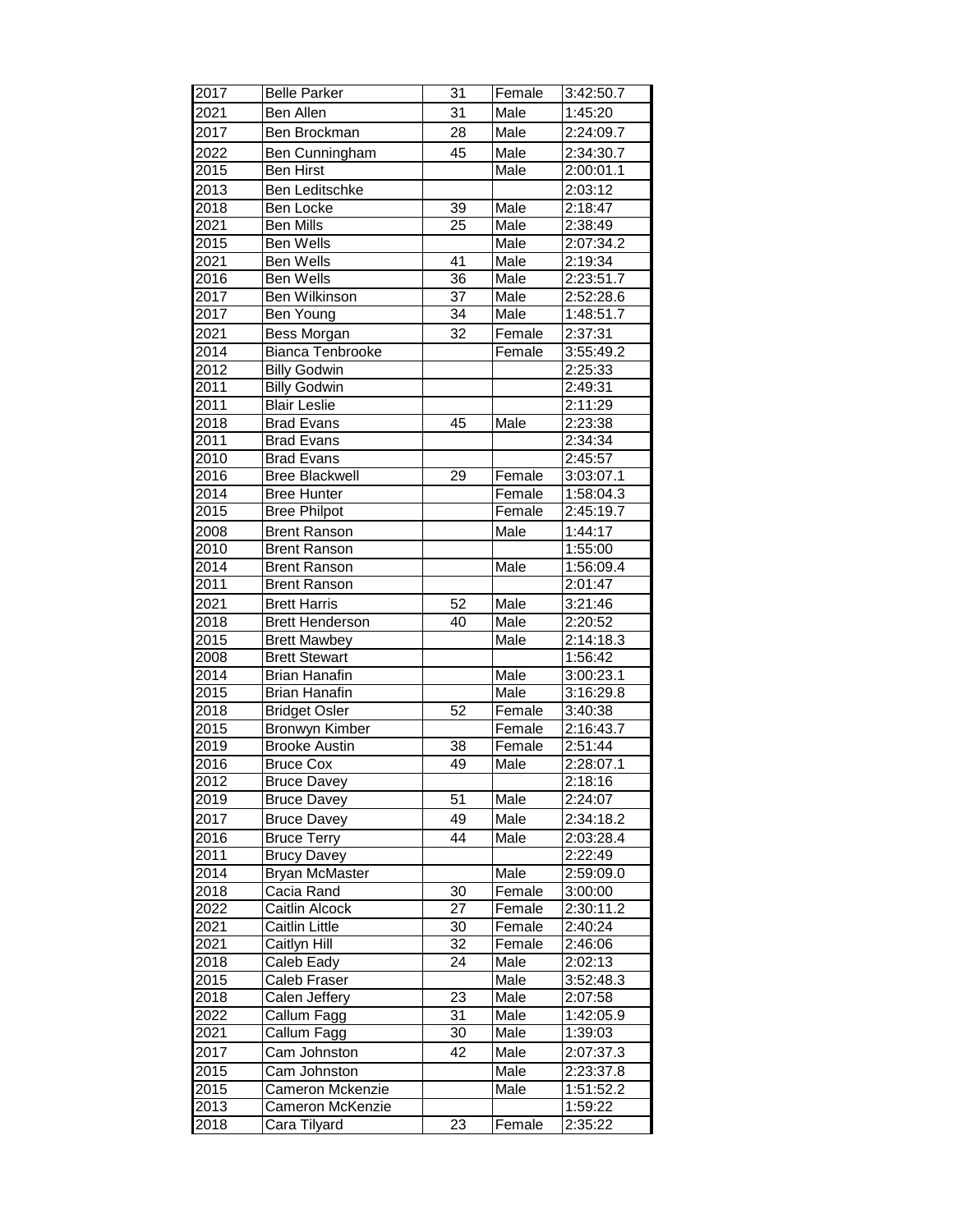| 2017 | Belle Parker | 31 | Female | 3:42:50.7 |
|---|---|---|---|---|
| 2021 | Ben Allen | 31 | Male | 1:45:20 |
| 2017 | Ben Brockman | 28 | Male | 2:24:09.7 |
| 2022 | Ben Cunningham | 45 | Male | 2:34:30.7 |
| 2015 | Ben Hirst | | Male | 2:00:01.1 |
| 2013 | Ben Leditschke | | | 2:03:12 |
| 2018 | Ben Locke | 39 | Male | 2:18:47 |
| 2021 | Ben Mills | 25 | Male | 2:38:49 |
| 2015 | Ben Wells | | Male | 2:07:34.2 |
| 2021 | Ben Wells | 41 | Male | 2:19:34 |
| 2016 | Ben Wells | 36 | Male | 2:23:51.7 |
| 2017 | Ben Wilkinson | 37 | Male | 2:52:28.6 |
| 2017 | Ben Young | 34 | Male | 1:48:51.7 |
| 2021 | Bess Morgan | 32 | Female | 2:37:31 |
| 2014 | Bianca Tenbrooke | | Female | 3:55:49.2 |
| 2012 | Billy Godwin | | | 2:25:33 |
| 2011 | Billy Godwin | | | 2:49:31 |
| 2011 | Blair Leslie | | | 2:11:29 |
| 2018 | Brad Evans | 45 | Male | 2:23:38 |
| 2011 | Brad Evans | | | 2:34:34 |
| 2010 | Brad Evans | | | 2:45:57 |
| 2016 | Bree Blackwell | 29 | Female | 3:03:07.1 |
| 2014 | Bree Hunter | | Female | 1:58:04.3 |
| 2015 | Bree Philpot | | Female | 2:45:19.7 |
| 2008 | Brent Ranson | | Male | 1:44:17 |
| 2010 | Brent Ranson | | | 1:55:00 |
| 2014 | Brent Ranson | | Male | 1:56:09.4 |
| 2011 | Brent Ranson | | | 2:01:47 |
| 2021 | Brett Harris | 52 | Male | 3:21:46 |
| 2018 | Brett Henderson | 40 | Male | 2:20:52 |
| 2015 | Brett Mawbey | | Male | 2:14:18.3 |
| 2008 | Brett Stewart | | | 1:56:42 |
| 2014 | Brian Hanafin | | Male | 3:00:23.1 |
| 2015 | Brian Hanafin | | Male | 3:16:29.8 |
| 2018 | Bridget Osler | 52 | Female | 3:40:38 |
| 2015 | Bronwyn Kimber | | Female | 2:16:43.7 |
| 2019 | Brooke Austin | 38 | Female | 2:51:44 |
| 2016 | Bruce Cox | 49 | Male | 2:28:07.1 |
| 2012 | Bruce Davey | | | 2:18:16 |
| 2019 | Bruce Davey | 51 | Male | 2:24:07 |
| 2017 | Bruce Davey | 49 | Male | 2:34:18.2 |
| 2016 | Bruce Terry | 44 | Male | 2:03:28.4 |
| 2011 | Brucy Davey | | | 2:22:49 |
| 2014 | Bryan McMaster | | Male | 2:59:09.0 |
| 2018 | Cacia Rand | 30 | Female | 3:00:00 |
| 2022 | Caitlin Alcock | 27 | Female | 2:30:11.2 |
| 2021 | Caitlin Little | 30 | Female | 2:40:24 |
| 2021 | Caitlyn Hill | 32 | Female | 2:46:06 |
| 2018 | Caleb Eady | 24 | Male | 2:02:13 |
| 2015 | Caleb Fraser | | Male | 3:52:48.3 |
| 2018 | Calen Jeffery | 23 | Male | 2:07:58 |
| 2022 | Callum Fagg | 31 | Male | 1:42:05.9 |
| 2021 | Callum Fagg | 30 | Male | 1:39:03 |
| 2017 | Cam Johnston | 42 | Male | 2:07:37.3 |
| 2015 | Cam Johnston | | Male | 2:23:37.8 |
| 2015 | Cameron Mckenzie | | Male | 1:51:52.2 |
| 2013 | Cameron McKenzie | | | 1:59:22 |
| 2018 | Cara Tilyard | 23 | Female | 2:35:22 |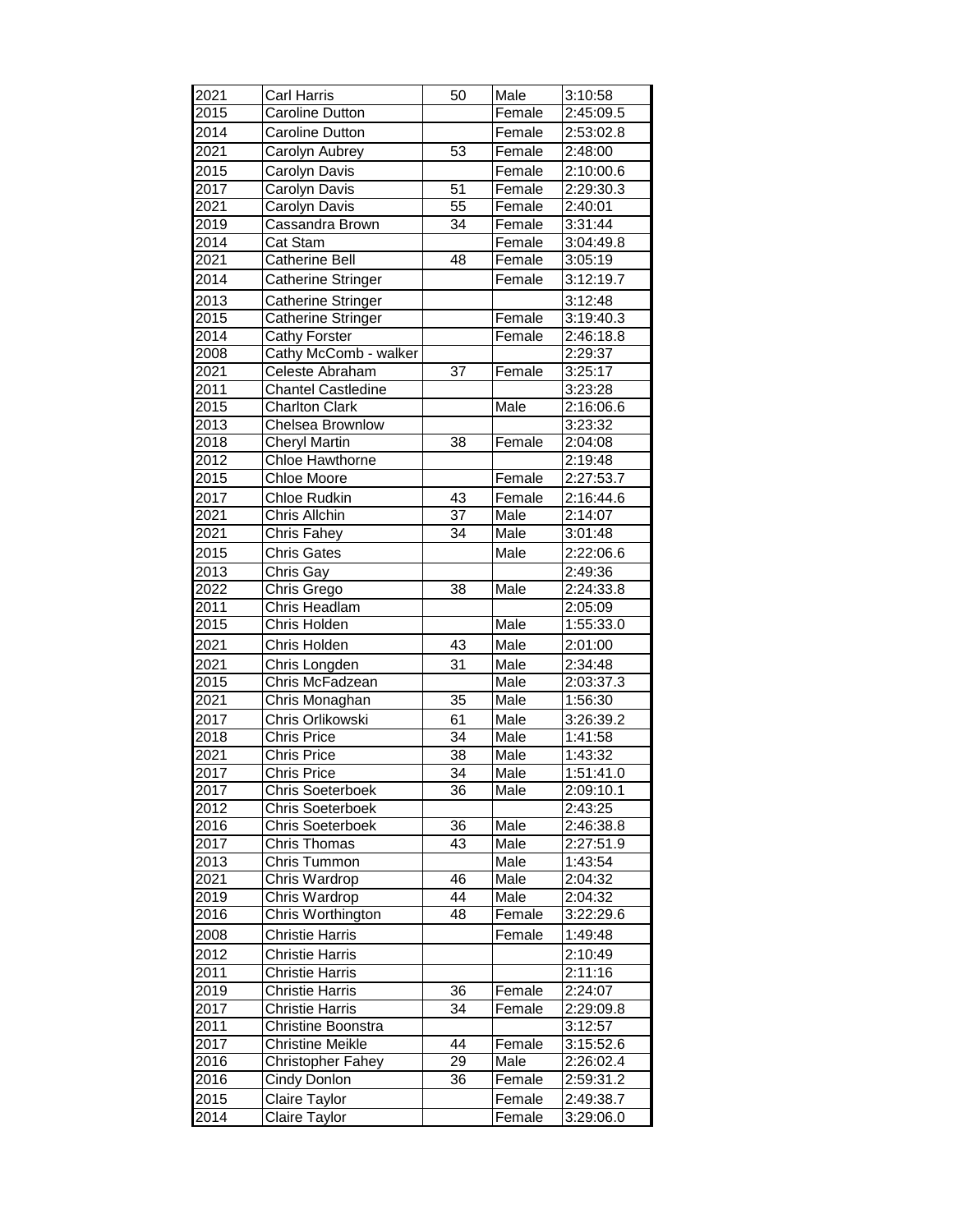| | | | | |
|---|---|---|---|---|
| 2021 | Carl Harris | 50 | Male | 3:10:58 |
| 2015 | Caroline Dutton | | Female | 2:45:09.5 |
| 2014 | Caroline Dutton | | Female | 2:53:02.8 |
| 2021 | Carolyn Aubrey | 53 | Female | 2:48:00 |
| 2015 | Carolyn Davis | | Female | 2:10:00.6 |
| 2017 | Carolyn Davis | 51 | Female | 2:29:30.3 |
| 2021 | Carolyn Davis | 55 | Female | 2:40:01 |
| 2019 | Cassandra Brown | 34 | Female | 3:31:44 |
| 2014 | Cat Stam | | Female | 3:04:49.8 |
| 2021 | Catherine Bell | 48 | Female | 3:05:19 |
| 2014 | Catherine Stringer | | Female | 3:12:19.7 |
| 2013 | Catherine Stringer | | | 3:12:48 |
| 2015 | Catherine Stringer | | Female | 3:19:40.3 |
| 2014 | Cathy Forster | | Female | 2:46:18.8 |
| 2008 | Cathy McComb - walker | | | 2:29:37 |
| 2021 | Celeste Abraham | 37 | Female | 3:25:17 |
| 2011 | Chantel Castledine | | | 3:23:28 |
| 2015 | Charlton Clark | | Male | 2:16:06.6 |
| 2013 | Chelsea Brownlow | | | 3:23:32 |
| 2018 | Cheryl Martin | 38 | Female | 2:04:08 |
| 2012 | Chloe Hawthorne | | | 2:19:48 |
| 2015 | Chloe Moore | | Female | 2:27:53.7 |
| 2017 | Chloe Rudkin | 43 | Female | 2:16:44.6 |
| 2021 | Chris Allchin | 37 | Male | 2:14:07 |
| 2021 | Chris Fahey | 34 | Male | 3:01:48 |
| 2015 | Chris Gates | | Male | 2:22:06.6 |
| 2013 | Chris Gay | | | 2:49:36 |
| 2022 | Chris Grego | 38 | Male | 2:24:33.8 |
| 2011 | Chris Headlam | | | 2:05:09 |
| 2015 | Chris Holden | | Male | 1:55:33.0 |
| 2021 | Chris Holden | 43 | Male | 2:01:00 |
| 2021 | Chris Longden | 31 | Male | 2:34:48 |
| 2015 | Chris McFadzean | | Male | 2:03:37.3 |
| 2021 | Chris Monaghan | 35 | Male | 1:56:30 |
| 2017 | Chris Orlikowski | 61 | Male | 3:26:39.2 |
| 2018 | Chris Price | 34 | Male | 1:41:58 |
| 2021 | Chris Price | 38 | Male | 1:43:32 |
| 2017 | Chris Price | 34 | Male | 1:51:41.0 |
| 2017 | Chris Soeterboek | 36 | Male | 2:09:10.1 |
| 2012 | Chris Soeterboek | | | 2:43:25 |
| 2016 | Chris Soeterboek | 36 | Male | 2:46:38.8 |
| 2017 | Chris Thomas | 43 | Male | 2:27:51.9 |
| 2013 | Chris Tummon | | Male | 1:43:54 |
| 2021 | Chris Wardrop | 46 | Male | 2:04:32 |
| 2019 | Chris Wardrop | 44 | Male | 2:04:32 |
| 2016 | Chris Worthington | 48 | Female | 3:22:29.6 |
| 2008 | Christie Harris | | Female | 1:49:48 |
| 2012 | Christie Harris | | | 2:10:49 |
| 2011 | Christie Harris | | | 2:11:16 |
| 2019 | Christie Harris | 36 | Female | 2:24:07 |
| 2017 | Christie Harris | 34 | Female | 2:29:09.8 |
| 2011 | Christine Boonstra | | | 3:12:57 |
| 2017 | Christine Meikle | 44 | Female | 3:15:52.6 |
| 2016 | Christopher Fahey | 29 | Male | 2:26:02.4 |
| 2016 | Cindy Donlon | 36 | Female | 2:59:31.2 |
| 2015 | Claire Taylor | | Female | 2:49:38.7 |
| 2014 | Claire Taylor | | Female | 3:29:06.0 |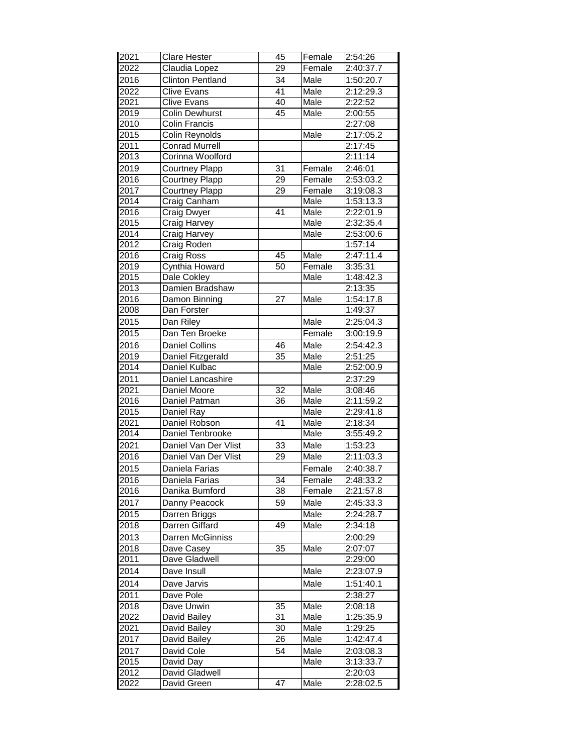| 2021 | Clare Hester | 45 | Female | 2:54:26 |
|---|---|---|---|---|
| 2022 | Claudia Lopez | 29 | Female | 2:40:37.7 |
| 2016 | Clinton Pentland | 34 | Male | 1:50:20.7 |
| 2022 | Clive Evans | 41 | Male | 2:12:29.3 |
| 2021 | Clive Evans | 40 | Male | 2:22:52 |
| 2019 | Colin Dewhurst | 45 | Male | 2:00:55 |
| 2010 | Colin Francis | | | 2:27:08 |
| 2015 | Colin Reynolds | | Male | 2:17:05.2 |
| 2011 | Conrad Murrell | | | 2:17:45 |
| 2013 | Corinna Woolford | | | 2:11:14 |
| 2019 | Courtney Plapp | 31 | Female | 2:46:01 |
| 2016 | Courtney Plapp | 29 | Female | 2:53:03.2 |
| 2017 | Courtney Plapp | 29 | Female | 3:19:08.3 |
| 2014 | Craig Canham | | Male | 1:53:13.3 |
| 2016 | Craig Dwyer | 41 | Male | 2:22:01.9 |
| 2015 | Craig Harvey | | Male | 2:32:35.4 |
| 2014 | Craig Harvey | | Male | 2:53:00.6 |
| 2012 | Craig Roden | | | 1:57:14 |
| 2016 | Craig Ross | 45 | Male | 2:47:11.4 |
| 2019 | Cynthia Howard | 50 | Female | 3:35:31 |
| 2015 | Dale Cokley | | Male | 1:48:42.3 |
| 2013 | Damien Bradshaw | | | 2:13:35 |
| 2016 | Damon Binning | 27 | Male | 1:54:17.8 |
| 2008 | Dan Forster | | | 1:49:37 |
| 2015 | Dan Riley | | Male | 2:25:04.3 |
| 2015 | Dan Ten Broeke | | Female | 3:00:19.9 |
| 2016 | Daniel Collins | 46 | Male | 2:54:42.3 |
| 2019 | Daniel Fitzgerald | 35 | Male | 2:51:25 |
| 2014 | Daniel Kulbac | | Male | 2:52:00.9 |
| 2011 | Daniel Lancashire | | | 2:37:29 |
| 2021 | Daniel Moore | 32 | Male | 3:08:46 |
| 2016 | Daniel Patman | 36 | Male | 2:11:59.2 |
| 2015 | Daniel Ray | | Male | 2:29:41.8 |
| 2021 | Daniel Robson | 41 | Male | 2:18:34 |
| 2014 | Daniel Tenbrooke | | Male | 3:55:49.2 |
| 2021 | Daniel Van Der Vlist | 33 | Male | 1:53:23 |
| 2016 | Daniel Van Der Vlist | 29 | Male | 2:11:03.3 |
| 2015 | Daniela Farias | | Female | 2:40:38.7 |
| 2016 | Daniela Farias | 34 | Female | 2:48:33.2 |
| 2016 | Danika Bumford | 38 | Female | 2:21:57.8 |
| 2017 | Danny Peacock | 59 | Male | 2:45:33.3 |
| 2015 | Darren Briggs | | Male | 2:24:28.7 |
| 2018 | Darren Giffard | 49 | Male | 2:34:18 |
| 2013 | Darren McGinniss | | | 2:00:29 |
| 2018 | Dave Casey | 35 | Male | 2:07:07 |
| 2011 | Dave Gladwell | | | 2:29:00 |
| 2014 | Dave Insull | | Male | 2:23:07.9 |
| 2014 | Dave Jarvis | | Male | 1:51:40.1 |
| 2011 | Dave Pole | | | 2:38:27 |
| 2018 | Dave Unwin | 35 | Male | 2:08:18 |
| 2022 | David Bailey | 31 | Male | 1:25:35.9 |
| 2021 | David Bailey | 30 | Male | 1:29:25 |
| 2017 | David Bailey | 26 | Male | 1:42:47.4 |
| 2017 | David Cole | 54 | Male | 2:03:08.3 |
| 2015 | David Day | | Male | 3:13:33.7 |
| 2012 | David Gladwell | | | 2:20:03 |
| 2022 | David Green | 47 | Male | 2:28:02.5 |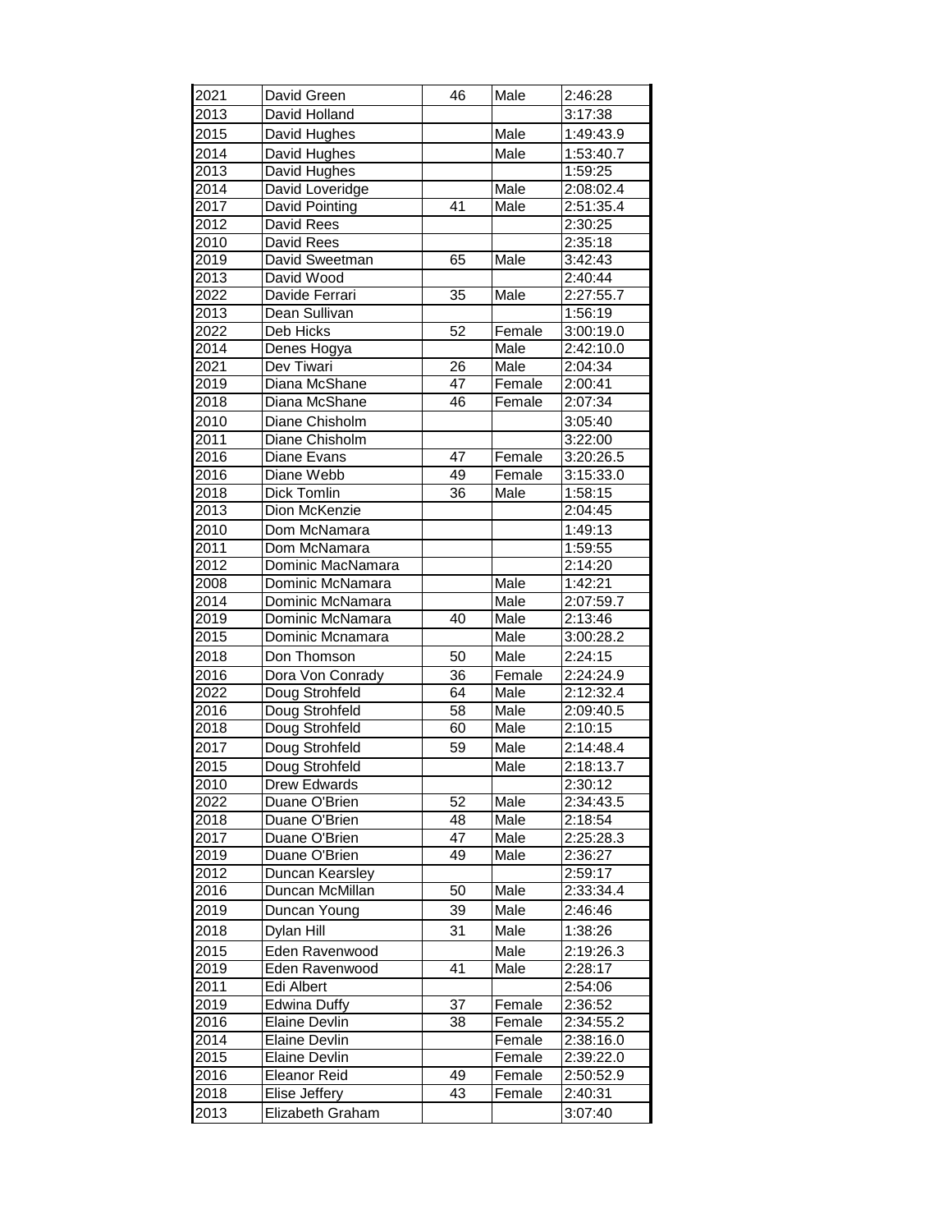| 2021 | David Green | 46 | Male | 2:46:28 |
|---|---|---|---|---|
| 2013 | David Holland | | | 3:17:38 |
| 2015 | David Hughes | | Male | 1:49:43.9 |
| 2014 | David Hughes | | Male | 1:53:40.7 |
| 2013 | David Hughes | | | 1:59:25 |
| 2014 | David Loveridge | | Male | 2:08:02.4 |
| 2017 | David Pointing | 41 | Male | 2:51:35.4 |
| 2012 | David Rees | | | 2:30:25 |
| 2010 | David Rees | | | 2:35:18 |
| 2019 | David Sweetman | 65 | Male | 3:42:43 |
| 2013 | David Wood | | | 2:40:44 |
| 2022 | Davide Ferrari | 35 | Male | 2:27:55.7 |
| 2013 | Dean Sullivan | | | 1:56:19 |
| 2022 | Deb Hicks | 52 | Female | 3:00:19.0 |
| 2014 | Denes Hogya | | Male | 2:42:10.0 |
| 2021 | Dev Tiwari | 26 | Male | 2:04:34 |
| 2019 | Diana McShane | 47 | Female | 2:00:41 |
| 2018 | Diana McShane | 46 | Female | 2:07:34 |
| 2010 | Diane Chisholm | | | 3:05:40 |
| 2011 | Diane Chisholm | | | 3:22:00 |
| 2016 | Diane Evans | 47 | Female | 3:20:26.5 |
| 2016 | Diane Webb | 49 | Female | 3:15:33.0 |
| 2018 | Dick Tomlin | 36 | Male | 1:58:15 |
| 2013 | Dion McKenzie | | | 2:04:45 |
| 2010 | Dom McNamara | | | 1:49:13 |
| 2011 | Dom McNamara | | | 1:59:55 |
| 2012 | Dominic MacNamara | | | 2:14:20 |
| 2008 | Dominic McNamara | | Male | 1:42:21 |
| 2014 | Dominic McNamara | | Male | 2:07:59.7 |
| 2019 | Dominic McNamara | 40 | Male | 2:13:46 |
| 2015 | Dominic Mcnamara | | Male | 3:00:28.2 |
| 2018 | Don Thomson | 50 | Male | 2:24:15 |
| 2016 | Dora Von Conrady | 36 | Female | 2:24:24.9 |
| 2022 | Doug Strohfeld | 64 | Male | 2:12:32.4 |
| 2016 | Doug Strohfeld | 58 | Male | 2:09:40.5 |
| 2018 | Doug Strohfeld | 60 | Male | 2:10:15 |
| 2017 | Doug Strohfeld | 59 | Male | 2:14:48.4 |
| 2015 | Doug Strohfeld | | Male | 2:18:13.7 |
| 2010 | Drew Edwards | | | 2:30:12 |
| 2022 | Duane O'Brien | 52 | Male | 2:34:43.5 |
| 2018 | Duane O'Brien | 48 | Male | 2:18:54 |
| 2017 | Duane O'Brien | 47 | Male | 2:25:28.3 |
| 2019 | Duane O'Brien | 49 | Male | 2:36:27 |
| 2012 | Duncan Kearsley | | | 2:59:17 |
| 2016 | Duncan McMillan | 50 | Male | 2:33:34.4 |
| 2019 | Duncan Young | 39 | Male | 2:46:46 |
| 2018 | Dylan Hill | 31 | Male | 1:38:26 |
| 2015 | Eden Ravenwood | | Male | 2:19:26.3 |
| 2019 | Eden Ravenwood | 41 | Male | 2:28:17 |
| 2011 | Edi Albert | | | 2:54:06 |
| 2019 | Edwina Duffy | 37 | Female | 2:36:52 |
| 2016 | Elaine Devlin | 38 | Female | 2:34:55.2 |
| 2014 | Elaine Devlin | | Female | 2:38:16.0 |
| 2015 | Elaine Devlin | | Female | 2:39:22.0 |
| 2016 | Eleanor Reid | 49 | Female | 2:50:52.9 |
| 2018 | Elise Jeffery | 43 | Female | 2:40:31 |
| 2013 | Elizabeth Graham | | | 3:07:40 |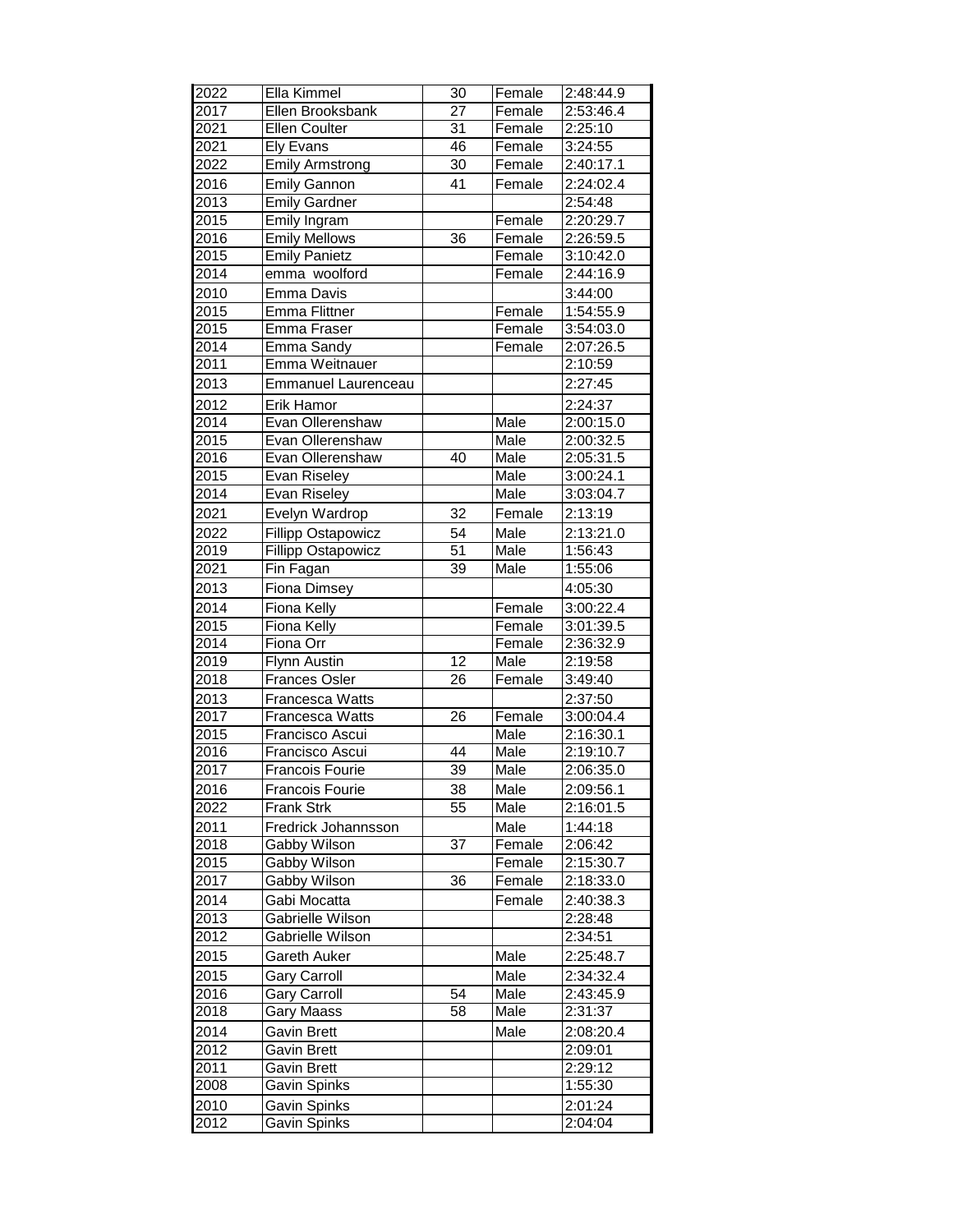| | | | | |
|---|---|---|---|---|
| 2022 | Ella Kimmel | 30 | Female | 2:48:44.9 |
| 2017 | Ellen Brooksbank | 27 | Female | 2:53:46.4 |
| 2021 | Ellen Coulter | 31 | Female | 2:25:10 |
| 2021 | Ely Evans | 46 | Female | 3:24:55 |
| 2022 | Emily Armstrong | 30 | Female | 2:40:17.1 |
| 2016 | Emily Gannon | 41 | Female | 2:24:02.4 |
| 2013 | Emily Gardner | | | 2:54:48 |
| 2015 | Emily Ingram | | Female | 2:20:29.7 |
| 2016 | Emily Mellows | 36 | Female | 2:26:59.5 |
| 2015 | Emily Panietz | | Female | 3:10:42.0 |
| 2014 | emma woolford | | Female | 2:44:16.9 |
| 2010 | Emma Davis | | | 3:44:00 |
| 2015 | Emma Flittner | | Female | 1:54:55.9 |
| 2015 | Emma Fraser | | Female | 3:54:03.0 |
| 2014 | Emma Sandy | | Female | 2:07:26.5 |
| 2011 | Emma Weitnauer | | | 2:10:59 |
| 2013 | Emmanuel Laurenceau | | | 2:27:45 |
| 2012 | Erik Hamor | | | 2:24:37 |
| 2014 | Evan Ollerenshaw | | Male | 2:00:15.0 |
| 2015 | Evan Ollerenshaw | | Male | 2:00:32.5 |
| 2016 | Evan Ollerenshaw | 40 | Male | 2:05:31.5 |
| 2015 | Evan Riseley | | Male | 3:00:24.1 |
| 2014 | Evan Riseley | | Male | 3:03:04.7 |
| 2021 | Evelyn Wardrop | 32 | Female | 2:13:19 |
| 2022 | Fillipp Ostapowicz | 54 | Male | 2:13:21.0 |
| 2019 | Fillipp Ostapowicz | 51 | Male | 1:56:43 |
| 2021 | Fin Fagan | 39 | Male | 1:55:06 |
| 2013 | Fiona Dimsey | | | 4:05:30 |
| 2014 | Fiona Kelly | | Female | 3:00:22.4 |
| 2015 | Fiona Kelly | | Female | 3:01:39.5 |
| 2014 | Fiona Orr | | Female | 2:36:32.9 |
| 2019 | Flynn Austin | 12 | Male | 2:19:58 |
| 2018 | Frances Osler | 26 | Female | 3:49:40 |
| 2013 | Francesca Watts | | | 2:37:50 |
| 2017 | Francesca Watts | 26 | Female | 3:00:04.4 |
| 2015 | Francisco Ascui | | Male | 2:16:30.1 |
| 2016 | Francisco Ascui | 44 | Male | 2:19:10.7 |
| 2017 | Francois Fourie | 39 | Male | 2:06:35.0 |
| 2016 | Francois Fourie | 38 | Male | 2:09:56.1 |
| 2022 | Frank Strk | 55 | Male | 2:16:01.5 |
| 2011 | Fredrick Johannsson | | Male | 1:44:18 |
| 2018 | Gabby Wilson | 37 | Female | 2:06:42 |
| 2015 | Gabby Wilson | | Female | 2:15:30.7 |
| 2017 | Gabby Wilson | 36 | Female | 2:18:33.0 |
| 2014 | Gabi Mocatta | | Female | 2:40:38.3 |
| 2013 | Gabrielle Wilson | | | 2:28:48 |
| 2012 | Gabrielle Wilson | | | 2:34:51 |
| 2015 | Gareth Auker | | Male | 2:25:48.7 |
| 2015 | Gary Carroll | | Male | 2:34:32.4 |
| 2016 | Gary Carroll | 54 | Male | 2:43:45.9 |
| 2018 | Gary Maass | 58 | Male | 2:31:37 |
| 2014 | Gavin Brett | | Male | 2:08:20.4 |
| 2012 | Gavin Brett | | | 2:09:01 |
| 2011 | Gavin Brett | | | 2:29:12 |
| 2008 | Gavin Spinks | | | 1:55:30 |
| 2010 | Gavin Spinks | | | 2:01:24 |
| 2012 | Gavin Spinks | | | 2:04:04 |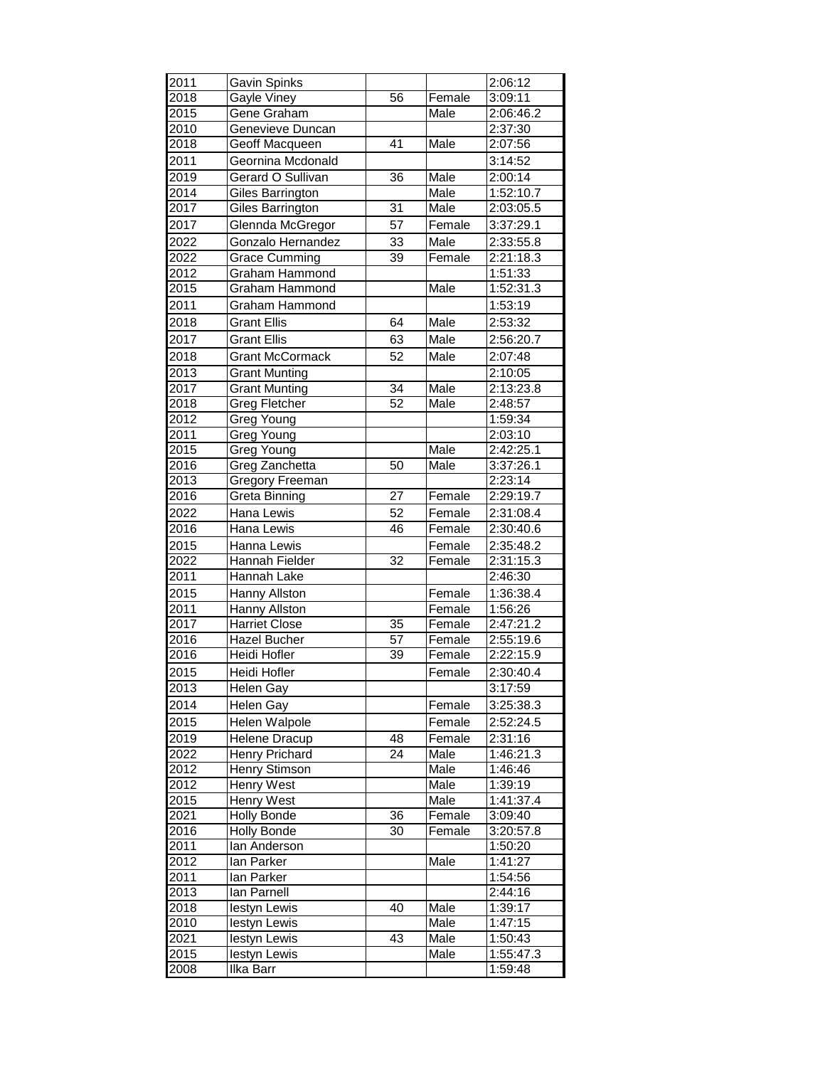| | | | | |
|---|---|---|---|---|
| 2011 | Gavin Spinks | | | 2:06:12 |
| 2018 | Gayle Viney | 56 | Female | 3:09:11 |
| 2015 | Gene Graham | | Male | 2:06:46.2 |
| 2010 | Genevieve Duncan | | | 2:37:30 |
| 2018 | Geoff Macqueen | 41 | Male | 2:07:56 |
| 2011 | Geornina Mcdonald | | | 3:14:52 |
| 2019 | Gerard O Sullivan | 36 | Male | 2:00:14 |
| 2014 | Giles Barrington | | Male | 1:52:10.7 |
| 2017 | Giles Barrington | 31 | Male | 2:03:05.5 |
| 2017 | Glennda McGregor | 57 | Female | 3:37:29.1 |
| 2022 | Gonzalo Hernandez | 33 | Male | 2:33:55.8 |
| 2022 | Grace Cumming | 39 | Female | 2:21:18.3 |
| 2012 | Graham Hammond | | | 1:51:33 |
| 2015 | Graham Hammond | | Male | 1:52:31.3 |
| 2011 | Graham Hammond | | | 1:53:19 |
| 2018 | Grant Ellis | 64 | Male | 2:53:32 |
| 2017 | Grant Ellis | 63 | Male | 2:56:20.7 |
| 2018 | Grant McCormack | 52 | Male | 2:07:48 |
| 2013 | Grant Munting | | | 2:10:05 |
| 2017 | Grant Munting | 34 | Male | 2:13:23.8 |
| 2018 | Greg Fletcher | 52 | Male | 2:48:57 |
| 2012 | Greg Young | | | 1:59:34 |
| 2011 | Greg Young | | | 2:03:10 |
| 2015 | Greg Young | | Male | 2:42:25.1 |
| 2016 | Greg Zanchetta | 50 | Male | 3:37:26.1 |
| 2013 | Gregory Freeman | | | 2:23:14 |
| 2016 | Greta Binning | 27 | Female | 2:29:19.7 |
| 2022 | Hana Lewis | 52 | Female | 2:31:08.4 |
| 2016 | Hana Lewis | 46 | Female | 2:30:40.6 |
| 2015 | Hanna Lewis | | Female | 2:35:48.2 |
| 2022 | Hannah Fielder | 32 | Female | 2:31:15.3 |
| 2011 | Hannah Lake | | | 2:46:30 |
| 2015 | Hanny Allston | | Female | 1:36:38.4 |
| 2011 | Hanny Allston | | Female | 1:56:26 |
| 2017 | Harriet Close | 35 | Female | 2:47:21.2 |
| 2016 | Hazel Bucher | 57 | Female | 2:55:19.6 |
| 2016 | Heidi Hofler | 39 | Female | 2:22:15.9 |
| 2015 | Heidi Hofler | | Female | 2:30:40.4 |
| 2013 | Helen Gay | | | 3:17:59 |
| 2014 | Helen Gay | | Female | 3:25:38.3 |
| 2015 | Helen Walpole | | Female | 2:52:24.5 |
| 2019 | Helene Dracup | 48 | Female | 2:31:16 |
| 2022 | Henry Prichard | 24 | Male | 1:46:21.3 |
| 2012 | Henry Stimson | | Male | 1:46:46 |
| 2012 | Henry West | | Male | 1:39:19 |
| 2015 | Henry West | | Male | 1:41:37.4 |
| 2021 | Holly Bonde | 36 | Female | 3:09:40 |
| 2016 | Holly Bonde | 30 | Female | 3:20:57.8 |
| 2011 | Ian Anderson | | | 1:50:20 |
| 2012 | Ian Parker | | Male | 1:41:27 |
| 2011 | Ian Parker | | | 1:54:56 |
| 2013 | Ian Parnell | | | 2:44:16 |
| 2018 | Iestyn Lewis | 40 | Male | 1:39:17 |
| 2010 | Iestyn Lewis | | Male | 1:47:15 |
| 2021 | Iestyn Lewis | 43 | Male | 1:50:43 |
| 2015 | Iestyn Lewis | | Male | 1:55:47.3 |
| 2008 | Ilka Barr | | | 1:59:48 |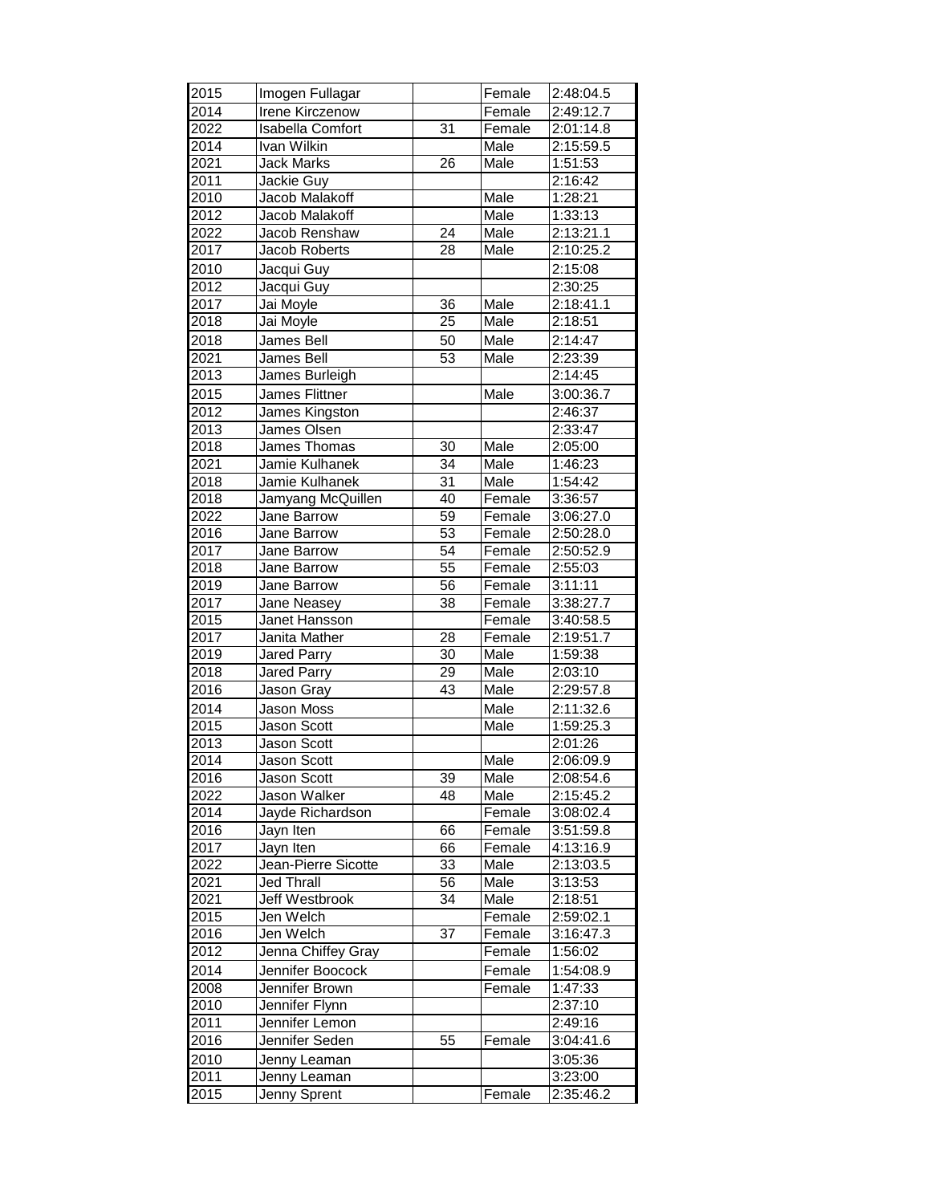| | | | | |
|---|---|---|---|---|
| 2015 | Imogen Fullagar | | Female | 2:48:04.5 |
| 2014 | Irene Kirczenow | | Female | 2:49:12.7 |
| 2022 | Isabella Comfort | 31 | Female | 2:01:14.8 |
| 2014 | Ivan Wilkin | | Male | 2:15:59.5 |
| 2021 | Jack Marks | 26 | Male | 1:51:53 |
| 2011 | Jackie Guy | | | 2:16:42 |
| 2010 | Jacob Malakoff | | Male | 1:28:21 |
| 2012 | Jacob Malakoff | | Male | 1:33:13 |
| 2022 | Jacob Renshaw | 24 | Male | 2:13:21.1 |
| 2017 | Jacob Roberts | 28 | Male | 2:10:25.2 |
| 2010 | Jacqui Guy | | | 2:15:08 |
| 2012 | Jacqui Guy | | | 2:30:25 |
| 2017 | Jai Moyle | 36 | Male | 2:18:41.1 |
| 2018 | Jai Moyle | 25 | Male | 2:18:51 |
| 2018 | James Bell | 50 | Male | 2:14:47 |
| 2021 | James Bell | 53 | Male | 2:23:39 |
| 2013 | James Burleigh | | | 2:14:45 |
| 2015 | James Flittner | | Male | 3:00:36.7 |
| 2012 | James Kingston | | | 2:46:37 |
| 2013 | James Olsen | | | 2:33:47 |
| 2018 | James Thomas | 30 | Male | 2:05:00 |
| 2021 | Jamie Kulhanek | 34 | Male | 1:46:23 |
| 2018 | Jamie Kulhanek | 31 | Male | 1:54:42 |
| 2018 | Jamyang McQuillen | 40 | Female | 3:36:57 |
| 2022 | Jane Barrow | 59 | Female | 3:06:27.0 |
| 2016 | Jane Barrow | 53 | Female | 2:50:28.0 |
| 2017 | Jane Barrow | 54 | Female | 2:50:52.9 |
| 2018 | Jane Barrow | 55 | Female | 2:55:03 |
| 2019 | Jane Barrow | 56 | Female | 3:11:11 |
| 2017 | Jane Neasey | 38 | Female | 3:38:27.7 |
| 2015 | Janet Hansson | | Female | 3:40:58.5 |
| 2017 | Janita Mather | 28 | Female | 2:19:51.7 |
| 2019 | Jared Parry | 30 | Male | 1:59:38 |
| 2018 | Jared Parry | 29 | Male | 2:03:10 |
| 2016 | Jason Gray | 43 | Male | 2:29:57.8 |
| 2014 | Jason Moss | | Male | 2:11:32.6 |
| 2015 | Jason Scott | | Male | 1:59:25.3 |
| 2013 | Jason Scott | | | 2:01:26 |
| 2014 | Jason Scott | | Male | 2:06:09.9 |
| 2016 | Jason Scott | 39 | Male | 2:08:54.6 |
| 2022 | Jason Walker | 48 | Male | 2:15:45.2 |
| 2014 | Jayde Richardson | | Female | 3:08:02.4 |
| 2016 | Jayn Iten | 66 | Female | 3:51:59.8 |
| 2017 | Jayn Iten | 66 | Female | 4:13:16.9 |
| 2022 | Jean-Pierre Sicotte | 33 | Male | 2:13:03.5 |
| 2021 | Jed Thrall | 56 | Male | 3:13:53 |
| 2021 | Jeff Westbrook | 34 | Male | 2:18:51 |
| 2015 | Jen Welch | | Female | 2:59:02.1 |
| 2016 | Jen Welch | 37 | Female | 3:16:47.3 |
| 2012 | Jenna Chiffey Gray | | Female | 1:56:02 |
| 2014 | Jennifer Boocock | | Female | 1:54:08.9 |
| 2008 | Jennifer Brown | | Female | 1:47:33 |
| 2010 | Jennifer Flynn | | | 2:37:10 |
| 2011 | Jennifer Lemon | | | 2:49:16 |
| 2016 | Jennifer Seden | 55 | Female | 3:04:41.6 |
| 2010 | Jenny Leaman | | | 3:05:36 |
| 2011 | Jenny Leaman | | | 3:23:00 |
| 2015 | Jenny Sprent | | Female | 2:35:46.2 |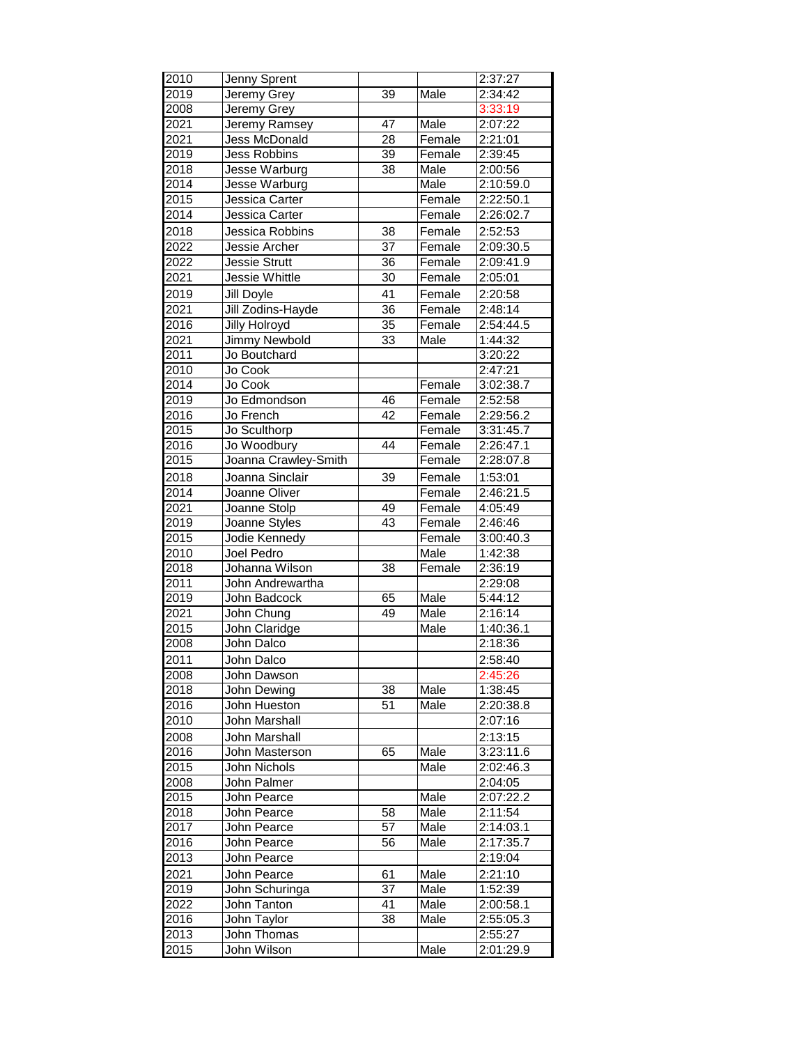| | | | | |
|---|---|---|---|---|
| 2010 | Jenny Sprent | | | 2:37:27 |
| 2019 | Jeremy Grey | 39 | Male | 2:34:42 |
| 2008 | Jeremy Grey | | | 3:33:19 |
| 2021 | Jeremy Ramsey | 47 | Male | 2:07:22 |
| 2021 | Jess McDonald | 28 | Female | 2:21:01 |
| 2019 | Jess Robbins | 39 | Female | 2:39:45 |
| 2018 | Jesse Warburg | 38 | Male | 2:00:56 |
| 2014 | Jesse Warburg | | Male | 2:10:59.0 |
| 2015 | Jessica Carter | | Female | 2:22:50.1 |
| 2014 | Jessica Carter | | Female | 2:26:02.7 |
| 2018 | Jessica Robbins | 38 | Female | 2:52:53 |
| 2022 | Jessie Archer | 37 | Female | 2:09:30.5 |
| 2022 | Jessie Strutt | 36 | Female | 2:09:41.9 |
| 2021 | Jessie Whittle | 30 | Female | 2:05:01 |
| 2019 | Jill Doyle | 41 | Female | 2:20:58 |
| 2021 | Jill Zodins-Hayde | 36 | Female | 2:48:14 |
| 2016 | Jilly Holroyd | 35 | Female | 2:54:44.5 |
| 2021 | Jimmy Newbold | 33 | Male | 1:44:32 |
| 2011 | Jo Boutchard | | | 3:20:22 |
| 2010 | Jo Cook | | | 2:47:21 |
| 2014 | Jo Cook | | Female | 3:02:38.7 |
| 2019 | Jo Edmondson | 46 | Female | 2:52:58 |
| 2016 | Jo French | 42 | Female | 2:29:56.2 |
| 2015 | Jo Sculthorp | | Female | 3:31:45.7 |
| 2016 | Jo Woodbury | 44 | Female | 2:26:47.1 |
| 2015 | Joanna Crawley-Smith | | Female | 2:28:07.8 |
| 2018 | Joanna Sinclair | 39 | Female | 1:53:01 |
| 2014 | Joanne Oliver | | Female | 2:46:21.5 |
| 2021 | Joanne Stolp | 49 | Female | 4:05:49 |
| 2019 | Joanne Styles | 43 | Female | 2:46:46 |
| 2015 | Jodie Kennedy | | Female | 3:00:40.3 |
| 2010 | Joel Pedro | | Male | 1:42:38 |
| 2018 | Johanna Wilson | 38 | Female | 2:36:19 |
| 2011 | John Andrewartha | | | 2:29:08 |
| 2019 | John Badcock | 65 | Male | 5:44:12 |
| 2021 | John Chung | 49 | Male | 2:16:14 |
| 2015 | John Claridge | | Male | 1:40:36.1 |
| 2008 | John Dalco | | | 2:18:36 |
| 2011 | John Dalco | | | 2:58:40 |
| 2008 | John Dawson | | | 2:45:26 |
| 2018 | John Dewing | 38 | Male | 1:38:45 |
| 2016 | John Hueston | 51 | Male | 2:20:38.8 |
| 2010 | John Marshall | | | 2:07:16 |
| 2008 | John Marshall | | | 2:13:15 |
| 2016 | John Masterson | 65 | Male | 3:23:11.6 |
| 2015 | John Nichols | | Male | 2:02:46.3 |
| 2008 | John Palmer | | | 2:04:05 |
| 2015 | John Pearce | | Male | 2:07:22.2 |
| 2018 | John Pearce | 58 | Male | 2:11:54 |
| 2017 | John Pearce | 57 | Male | 2:14:03.1 |
| 2016 | John Pearce | 56 | Male | 2:17:35.7 |
| 2013 | John Pearce | | | 2:19:04 |
| 2021 | John Pearce | 61 | Male | 2:21:10 |
| 2019 | John Schuringa | 37 | Male | 1:52:39 |
| 2022 | John Tanton | 41 | Male | 2:00:58.1 |
| 2016 | John Taylor | 38 | Male | 2:55:05.3 |
| 2013 | John Thomas | | | 2:55:27 |
| 2015 | John Wilson | | Male | 2:01:29.9 |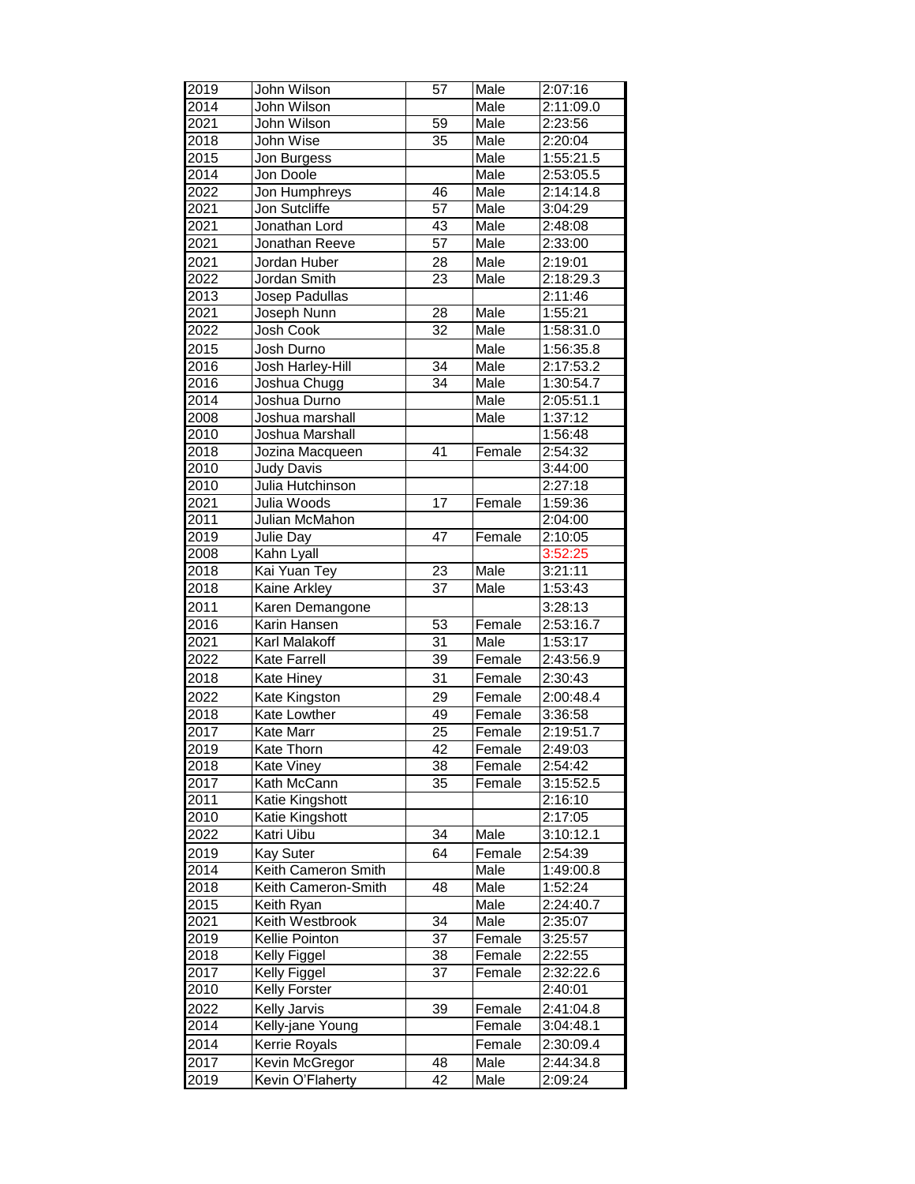| | | | | |
|---|---|---|---|---|
| 2019 | John Wilson | 57 | Male | 2:07:16 |
| 2014 | John Wilson | | Male | 2:11:09.0 |
| 2021 | John Wilson | 59 | Male | 2:23:56 |
| 2018 | John Wise | 35 | Male | 2:20:04 |
| 2015 | Jon Burgess | | Male | 1:55:21.5 |
| 2014 | Jon Doole | | Male | 2:53:05.5 |
| 2022 | Jon Humphreys | 46 | Male | 2:14:14.8 |
| 2021 | Jon Sutcliffe | 57 | Male | 3:04:29 |
| 2021 | Jonathan Lord | 43 | Male | 2:48:08 |
| 2021 | Jonathan Reeve | 57 | Male | 2:33:00 |
| 2021 | Jordan Huber | 28 | Male | 2:19:01 |
| 2022 | Jordan Smith | 23 | Male | 2:18:29.3 |
| 2013 | Josep Padullas | | | 2:11:46 |
| 2021 | Joseph Nunn | 28 | Male | 1:55:21 |
| 2022 | Josh Cook | 32 | Male | 1:58:31.0 |
| 2015 | Josh Durno | | Male | 1:56:35.8 |
| 2016 | Josh Harley-Hill | 34 | Male | 2:17:53.2 |
| 2016 | Joshua Chugg | 34 | Male | 1:30:54.7 |
| 2014 | Joshua Durno | | Male | 2:05:51.1 |
| 2008 | Joshua marshall | | Male | 1:37:12 |
| 2010 | Joshua Marshall | | | 1:56:48 |
| 2018 | Jozina Macqueen | 41 | Female | 2:54:32 |
| 2010 | Judy Davis | | | 3:44:00 |
| 2010 | Julia Hutchinson | | | 2:27:18 |
| 2021 | Julia Woods | 17 | Female | 1:59:36 |
| 2011 | Julian McMahon | | | 2:04:00 |
| 2019 | Julie Day | 47 | Female | 2:10:05 |
| 2008 | Kahn Lyall | | | 3:52:25 |
| 2018 | Kai Yuan Tey | 23 | Male | 3:21:11 |
| 2018 | Kaine Arkley | 37 | Male | 1:53:43 |
| 2011 | Karen Demangone | | | 3:28:13 |
| 2016 | Karin Hansen | 53 | Female | 2:53:16.7 |
| 2021 | Karl Malakoff | 31 | Male | 1:53:17 |
| 2022 | Kate Farrell | 39 | Female | 2:43:56.9 |
| 2018 | Kate Hiney | 31 | Female | 2:30:43 |
| 2022 | Kate Kingston | 29 | Female | 2:00:48.4 |
| 2018 | Kate Lowther | 49 | Female | 3:36:58 |
| 2017 | Kate Marr | 25 | Female | 2:19:51.7 |
| 2019 | Kate Thorn | 42 | Female | 2:49:03 |
| 2018 | Kate Viney | 38 | Female | 2:54:42 |
| 2017 | Kath McCann | 35 | Female | 3:15:52.5 |
| 2011 | Katie Kingshott | | | 2:16:10 |
| 2010 | Katie Kingshott | | | 2:17:05 |
| 2022 | Katri Uibu | 34 | Male | 3:10:12.1 |
| 2019 | Kay Suter | 64 | Female | 2:54:39 |
| 2014 | Keith Cameron Smith | | Male | 1:49:00.8 |
| 2018 | Keith Cameron-Smith | 48 | Male | 1:52:24 |
| 2015 | Keith Ryan | | Male | 2:24:40.7 |
| 2021 | Keith Westbrook | 34 | Male | 2:35:07 |
| 2019 | Kellie Pointon | 37 | Female | 3:25:57 |
| 2018 | Kelly Figgel | 38 | Female | 2:22:55 |
| 2017 | Kelly Figgel | 37 | Female | 2:32:22.6 |
| 2010 | Kelly Forster | | | 2:40:01 |
| 2022 | Kelly Jarvis | 39 | Female | 2:41:04.8 |
| 2014 | Kelly-jane Young | | Female | 3:04:48.1 |
| 2014 | Kerrie Royals | | Female | 2:30:09.4 |
| 2017 | Kevin McGregor | 48 | Male | 2:44:34.8 |
| 2019 | Kevin O'Flaherty | 42 | Male | 2:09:24 |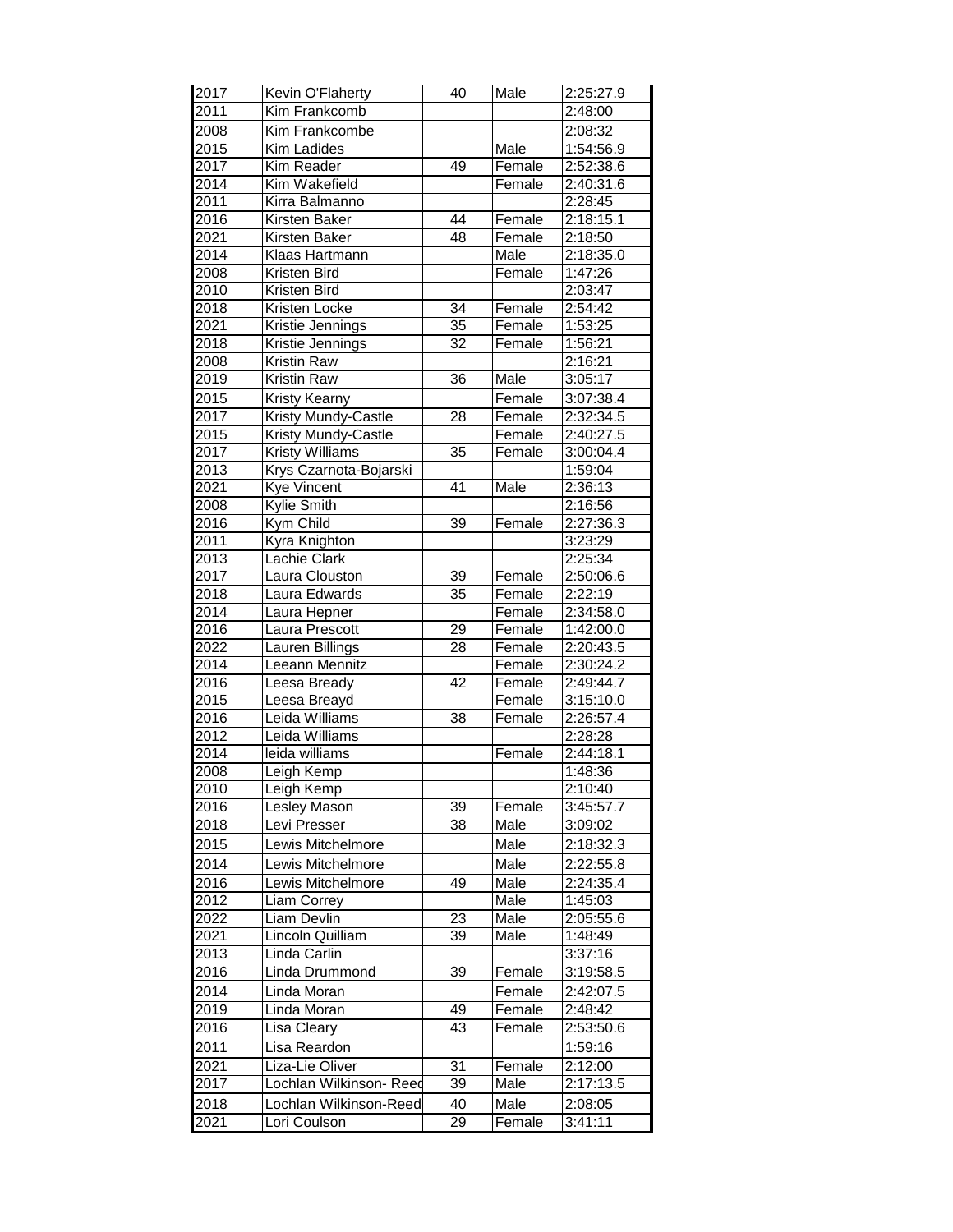| 2017 | Kevin O'Flaherty | 40 | Male | 2:25:27.9 |
|---|---|---|---|---|
| 2011 | Kim Frankcomb | | | 2:48:00 |
| 2008 | Kim Frankcombe | | | 2:08:32 |
| 2015 | Kim Ladides | | Male | 1:54:56.9 |
| 2017 | Kim Reader | 49 | Female | 2:52:38.6 |
| 2014 | Kim Wakefield | | Female | 2:40:31.6 |
| 2011 | Kirra Balmanno | | | 2:28:45 |
| 2016 | Kirsten Baker | 44 | Female | 2:18:15.1 |
| 2021 | Kirsten Baker | 48 | Female | 2:18:50 |
| 2014 | Klaas Hartmann | | Male | 2:18:35.0 |
| 2008 | Kristen Bird | | Female | 1:47:26 |
| 2010 | Kristen Bird | | | 2:03:47 |
| 2018 | Kristen Locke | 34 | Female | 2:54:42 |
| 2021 | Kristie Jennings | 35 | Female | 1:53:25 |
| 2018 | Kristie Jennings | 32 | Female | 1:56:21 |
| 2008 | Kristin Raw | | | 2:16:21 |
| 2019 | Kristin Raw | 36 | Male | 3:05:17 |
| 2015 | Kristy Kearny | | Female | 3:07:38.4 |
| 2017 | Kristy Mundy-Castle | 28 | Female | 2:32:34.5 |
| 2015 | Kristy Mundy-Castle | | Female | 2:40:27.5 |
| 2017 | Kristy Williams | 35 | Female | 3:00:04.4 |
| 2013 | Krys Czarnota-Bojarski | | | 1:59:04 |
| 2021 | Kye Vincent | 41 | Male | 2:36:13 |
| 2008 | Kylie Smith | | | 2:16:56 |
| 2016 | Kym Child | 39 | Female | 2:27:36.3 |
| 2011 | Kyra Knighton | | | 3:23:29 |
| 2013 | Lachie Clark | | | 2:25:34 |
| 2017 | Laura Clouston | 39 | Female | 2:50:06.6 |
| 2018 | Laura Edwards | 35 | Female | 2:22:19 |
| 2014 | Laura Hepner | | Female | 2:34:58.0 |
| 2016 | Laura Prescott | 29 | Female | 1:42:00.0 |
| 2022 | Lauren Billings | 28 | Female | 2:20:43.5 |
| 2014 | Leeann Mennitz | | Female | 2:30:24.2 |
| 2016 | Leesa Bready | 42 | Female | 2:49:44.7 |
| 2015 | Leesa Breayd | | Female | 3:15:10.0 |
| 2016 | Leida Williams | 38 | Female | 2:26:57.4 |
| 2012 | Leida Williams | | | 2:28:28 |
| 2014 | leida williams | | Female | 2:44:18.1 |
| 2008 | Leigh Kemp | | | 1:48:36 |
| 2010 | Leigh Kemp | | | 2:10:40 |
| 2016 | Lesley Mason | 39 | Female | 3:45:57.7 |
| 2018 | Levi Presser | 38 | Male | 3:09:02 |
| 2015 | Lewis Mitchelmore | | Male | 2:18:32.3 |
| 2014 | Lewis Mitchelmore | | Male | 2:22:55.8 |
| 2016 | Lewis Mitchelmore | 49 | Male | 2:24:35.4 |
| 2012 | Liam Correy | | Male | 1:45:03 |
| 2022 | Liam Devlin | 23 | Male | 2:05:55.6 |
| 2021 | Lincoln Quilliam | 39 | Male | 1:48:49 |
| 2013 | Linda Carlin | | | 3:37:16 |
| 2016 | Linda Drummond | 39 | Female | 3:19:58.5 |
| 2014 | Linda Moran | | Female | 2:42:07.5 |
| 2019 | Linda Moran | 49 | Female | 2:48:42 |
| 2016 | Lisa Cleary | 43 | Female | 2:53:50.6 |
| 2011 | Lisa Reardon | | | 1:59:16 |
| 2021 | Liza-Lie Oliver | 31 | Female | 2:12:00 |
| 2017 | Lochlan Wilkinson- Reed | 39 | Male | 2:17:13.5 |
| 2018 | Lochlan Wilkinson-Reed | 40 | Male | 2:08:05 |
| 2021 | Lori Coulson | 29 | Female | 3:41:11 |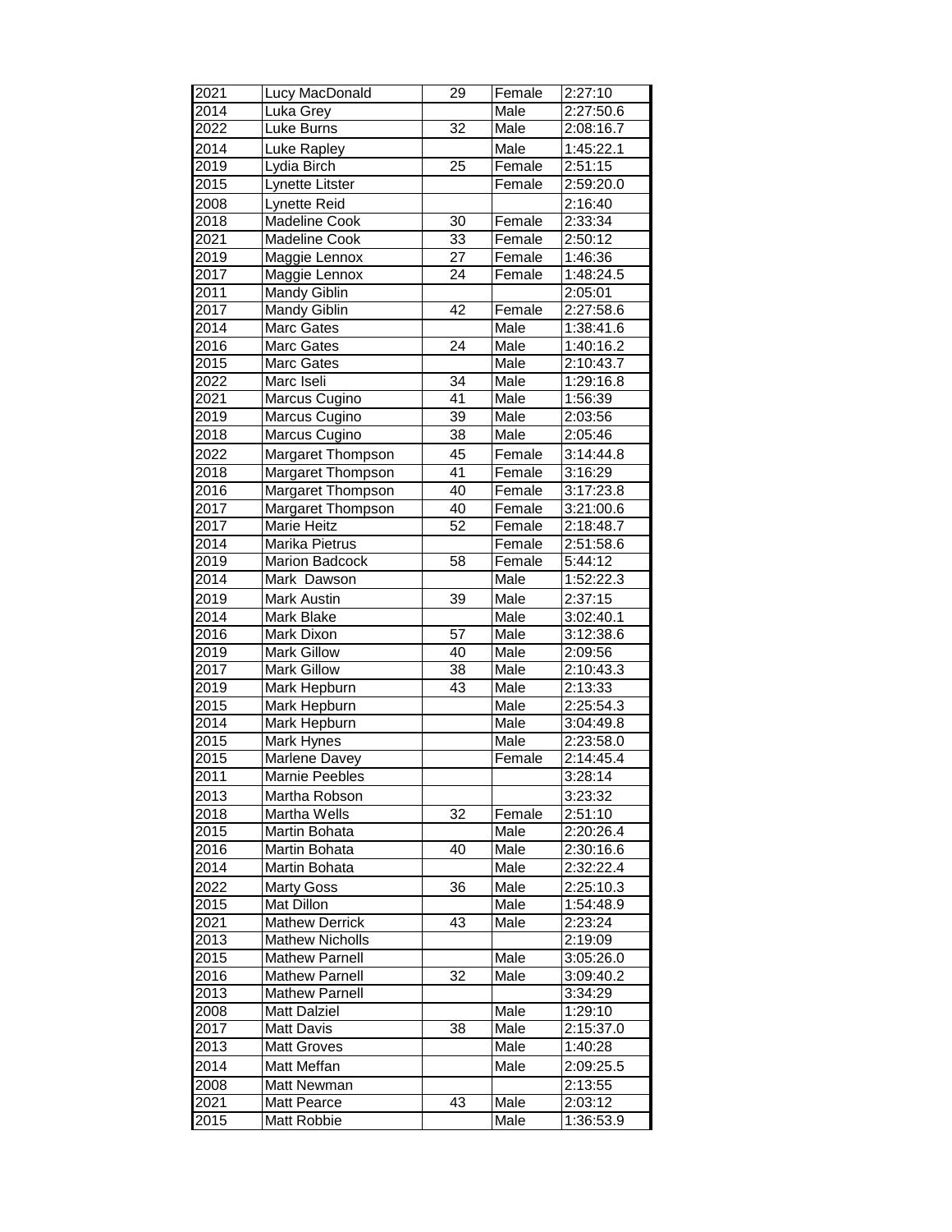| | | | | |
|---|---|---|---|---|
| 2021 | Lucy MacDonald | 29 | Female | 2:27:10 |
| 2014 | Luka Grey | | Male | 2:27:50.6 |
| 2022 | Luke Burns | 32 | Male | 2:08:16.7 |
| 2014 | Luke Rapley | | Male | 1:45:22.1 |
| 2019 | Lydia Birch | 25 | Female | 2:51:15 |
| 2015 | Lynette Litster | | Female | 2:59:20.0 |
| 2008 | Lynette Reid | | | 2:16:40 |
| 2018 | Madeline Cook | 30 | Female | 2:33:34 |
| 2021 | Madeline Cook | 33 | Female | 2:50:12 |
| 2019 | Maggie Lennox | 27 | Female | 1:46:36 |
| 2017 | Maggie Lennox | 24 | Female | 1:48:24.5 |
| 2011 | Mandy Giblin | | | 2:05:01 |
| 2017 | Mandy Giblin | 42 | Female | 2:27:58.6 |
| 2014 | Marc Gates | | Male | 1:38:41.6 |
| 2016 | Marc Gates | 24 | Male | 1:40:16.2 |
| 2015 | Marc Gates | | Male | 2:10:43.7 |
| 2022 | Marc Iseli | 34 | Male | 1:29:16.8 |
| 2021 | Marcus Cugino | 41 | Male | 1:56:39 |
| 2019 | Marcus Cugino | 39 | Male | 2:03:56 |
| 2018 | Marcus Cugino | 38 | Male | 2:05:46 |
| 2022 | Margaret Thompson | 45 | Female | 3:14:44.8 |
| 2018 | Margaret Thompson | 41 | Female | 3:16:29 |
| 2016 | Margaret Thompson | 40 | Female | 3:17:23.8 |
| 2017 | Margaret Thompson | 40 | Female | 3:21:00.6 |
| 2017 | Marie Heitz | 52 | Female | 2:18:48.7 |
| 2014 | Marika Pietrus | | Female | 2:51:58.6 |
| 2019 | Marion Badcock | 58 | Female | 5:44:12 |
| 2014 | Mark Dawson | | Male | 1:52:22.3 |
| 2019 | Mark Austin | 39 | Male | 2:37:15 |
| 2014 | Mark Blake | | Male | 3:02:40.1 |
| 2016 | Mark Dixon | 57 | Male | 3:12:38.6 |
| 2019 | Mark Gillow | 40 | Male | 2:09:56 |
| 2017 | Mark Gillow | 38 | Male | 2:10:43.3 |
| 2019 | Mark Hepburn | 43 | Male | 2:13:33 |
| 2015 | Mark Hepburn | | Male | 2:25:54.3 |
| 2014 | Mark Hepburn | | Male | 3:04:49.8 |
| 2015 | Mark Hynes | | Male | 2:23:58.0 |
| 2015 | Marlene Davey | | Female | 2:14:45.4 |
| 2011 | Marnie Peebles | | | 3:28:14 |
| 2013 | Martha Robson | | | 3:23:32 |
| 2018 | Martha Wells | 32 | Female | 2:51:10 |
| 2015 | Martin Bohata | | Male | 2:20:26.4 |
| 2016 | Martin Bohata | 40 | Male | 2:30:16.6 |
| 2014 | Martin Bohata | | Male | 2:32:22.4 |
| 2022 | Marty Goss | 36 | Male | 2:25:10.3 |
| 2015 | Mat Dillon | | Male | 1:54:48.9 |
| 2021 | Mathew Derrick | 43 | Male | 2:23:24 |
| 2013 | Mathew Nicholls | | | 2:19:09 |
| 2015 | Mathew Parnell | | Male | 3:05:26.0 |
| 2016 | Mathew Parnell | 32 | Male | 3:09:40.2 |
| 2013 | Mathew Parnell | | | 3:34:29 |
| 2008 | Matt Dalziel | | Male | 1:29:10 |
| 2017 | Matt Davis | 38 | Male | 2:15:37.0 |
| 2013 | Matt Groves | | Male | 1:40:28 |
| 2014 | Matt Meffan | | Male | 2:09:25.5 |
| 2008 | Matt Newman | | | 2:13:55 |
| 2021 | Matt Pearce | 43 | Male | 2:03:12 |
| 2015 | Matt Robbie | | Male | 1:36:53.9 |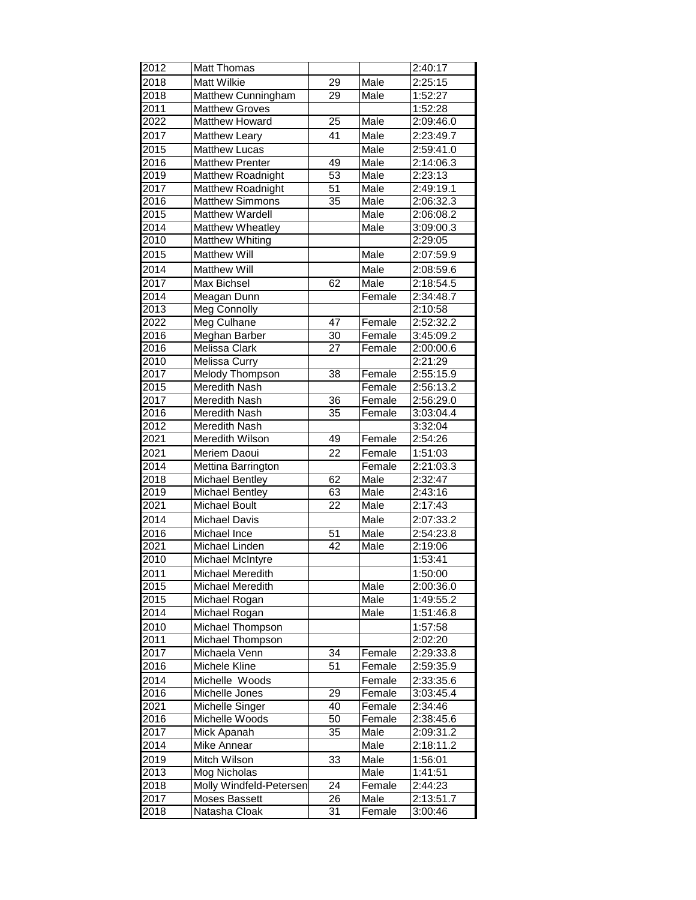| 2012 | Matt Thomas | | | 2:40:17 |
|---|---|---|---|---|
| 2018 | Matt Wilkie | 29 | Male | 2:25:15 |
| 2018 | Matthew Cunningham | 29 | Male | 1:52:27 |
| 2011 | Matthew Groves | | | 1:52:28 |
| 2022 | Matthew Howard | 25 | Male | 2:09:46.0 |
| 2017 | Matthew Leary | 41 | Male | 2:23:49.7 |
| 2015 | Matthew Lucas | | Male | 2:59:41.0 |
| 2016 | Matthew Prenter | 49 | Male | 2:14:06.3 |
| 2019 | Matthew Roadnight | 53 | Male | 2:23:13 |
| 2017 | Matthew Roadnight | 51 | Male | 2:49:19.1 |
| 2016 | Matthew Simmons | 35 | Male | 2:06:32.3 |
| 2015 | Matthew Wardell | | Male | 2:06:08.2 |
| 2014 | Matthew Wheatley | | Male | 3:09:00.3 |
| 2010 | Matthew Whiting | | | 2:29:05 |
| 2015 | Matthew Will | | Male | 2:07:59.9 |
| 2014 | Matthew Will | | Male | 2:08:59.6 |
| 2017 | Max Bichsel | 62 | Male | 2:18:54.5 |
| 2014 | Meagan Dunn | | Female | 2:34:48.7 |
| 2013 | Meg Connolly | | | 2:10:58 |
| 2022 | Meg Culhane | 47 | Female | 2:52:32.2 |
| 2016 | Meghan Barber | 30 | Female | 3:45:09.2 |
| 2016 | Melissa Clark | 27 | Female | 2:00:00.6 |
| 2010 | Melissa Curry | | | 2:21:29 |
| 2017 | Melody Thompson | 38 | Female | 2:55:15.9 |
| 2015 | Meredith Nash | | Female | 2:56:13.2 |
| 2017 | Meredith Nash | 36 | Female | 2:56:29.0 |
| 2016 | Meredith Nash | 35 | Female | 3:03:04.4 |
| 2012 | Meredith Nash | | | 3:32:04 |
| 2021 | Meredith Wilson | 49 | Female | 2:54:26 |
| 2021 | Meriem Daoui | 22 | Female | 1:51:03 |
| 2014 | Mettina Barrington | | Female | 2:21:03.3 |
| 2018 | Michael Bentley | 62 | Male | 2:32:47 |
| 2019 | Michael Bentley | 63 | Male | 2:43:16 |
| 2021 | Michael Boult | 22 | Male | 2:17:43 |
| 2014 | Michael Davis | | Male | 2:07:33.2 |
| 2016 | Michael Ince | 51 | Male | 2:54:23.8 |
| 2021 | Michael Linden | 42 | Male | 2:19:06 |
| 2010 | Michael McIntyre | | | 1:53:41 |
| 2011 | Michael Meredith | | | 1:50:00 |
| 2015 | Michael Meredith | | Male | 2:00:36.0 |
| 2015 | Michael Rogan | | Male | 1:49:55.2 |
| 2014 | Michael Rogan | | Male | 1:51:46.8 |
| 2010 | Michael Thompson | | | 1:57:58 |
| 2011 | Michael Thompson | | | 2:02:20 |
| 2017 | Michaela Venn | 34 | Female | 2:29:33.8 |
| 2016 | Michele Kline | 51 | Female | 2:59:35.9 |
| 2014 | Michelle Woods | | Female | 2:33:35.6 |
| 2016 | Michelle Jones | 29 | Female | 3:03:45.4 |
| 2021 | Michelle Singer | 40 | Female | 2:34:46 |
| 2016 | Michelle Woods | 50 | Female | 2:38:45.6 |
| 2017 | Mick Apanah | 35 | Male | 2:09:31.2 |
| 2014 | Mike Annear | | Male | 2:18:11.2 |
| 2019 | Mitch Wilson | 33 | Male | 1:56:01 |
| 2013 | Mog Nicholas | | Male | 1:41:51 |
| 2018 | Molly Windfeld-Petersen | 24 | Female | 2:44:23 |
| 2017 | Moses Bassett | 26 | Male | 2:13:51.7 |
| 2018 | Natasha Cloak | 31 | Female | 3:00:46 |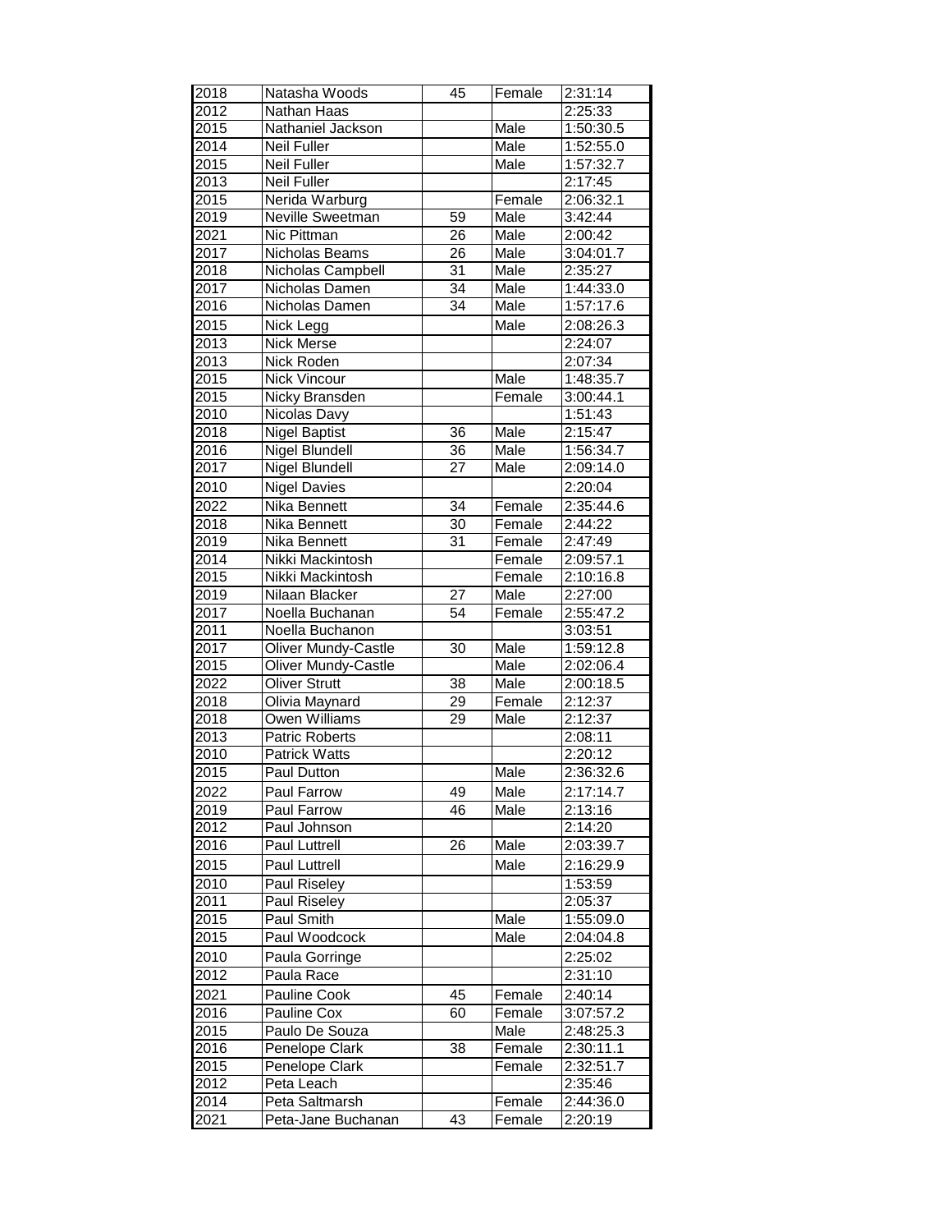| 2018 | Natasha Woods | 45 | Female | 2:31:14 |
|---|---|---|---|---|
| 2012 | Nathan Haas | | | 2:25:33 |
| 2015 | Nathaniel Jackson | | Male | 1:50:30.5 |
| 2014 | Neil Fuller | | Male | 1:52:55.0 |
| 2015 | Neil Fuller | | Male | 1:57:32.7 |
| 2013 | Neil Fuller | | | 2:17:45 |
| 2015 | Nerida Warburg | | Female | 2:06:32.1 |
| 2019 | Neville Sweetman | 59 | Male | 3:42:44 |
| 2021 | Nic Pittman | 26 | Male | 2:00:42 |
| 2017 | Nicholas Beams | 26 | Male | 3:04:01.7 |
| 2018 | Nicholas Campbell | 31 | Male | 2:35:27 |
| 2017 | Nicholas Damen | 34 | Male | 1:44:33.0 |
| 2016 | Nicholas Damen | 34 | Male | 1:57:17.6 |
| 2015 | Nick Legg | | Male | 2:08:26.3 |
| 2013 | Nick Merse | | | 2:24:07 |
| 2013 | Nick Roden | | | 2:07:34 |
| 2015 | Nick Vincour | | Male | 1:48:35.7 |
| 2015 | Nicky Bransden | | Female | 3:00:44.1 |
| 2010 | Nicolas Davy | | | 1:51:43 |
| 2018 | Nigel Baptist | 36 | Male | 2:15:47 |
| 2016 | Nigel Blundell | 36 | Male | 1:56:34.7 |
| 2017 | Nigel Blundell | 27 | Male | 2:09:14.0 |
| 2010 | Nigel Davies | | | 2:20:04 |
| 2022 | Nika Bennett | 34 | Female | 2:35:44.6 |
| 2018 | Nika Bennett | 30 | Female | 2:44:22 |
| 2019 | Nika Bennett | 31 | Female | 2:47:49 |
| 2014 | Nikki Mackintosh | | Female | 2:09:57.1 |
| 2015 | Nikki Mackintosh | | Female | 2:10:16.8 |
| 2019 | Nilaan Blacker | 27 | Male | 2:27:00 |
| 2017 | Noella Buchanan | 54 | Female | 2:55:47.2 |
| 2011 | Noella Buchanon | | | 3:03:51 |
| 2017 | Oliver Mundy-Castle | 30 | Male | 1:59:12.8 |
| 2015 | Oliver Mundy-Castle | | Male | 2:02:06.4 |
| 2022 | Oliver Strutt | 38 | Male | 2:00:18.5 |
| 2018 | Olivia Maynard | 29 | Female | 2:12:37 |
| 2018 | Owen Williams | 29 | Male | 2:12:37 |
| 2013 | Patric Roberts | | | 2:08:11 |
| 2010 | Patrick Watts | | | 2:20:12 |
| 2015 | Paul Dutton | | Male | 2:36:32.6 |
| 2022 | Paul Farrow | 49 | Male | 2:17:14.7 |
| 2019 | Paul Farrow | 46 | Male | 2:13:16 |
| 2012 | Paul Johnson | | | 2:14:20 |
| 2016 | Paul Luttrell | 26 | Male | 2:03:39.7 |
| 2015 | Paul Luttrell | | Male | 2:16:29.9 |
| 2010 | Paul Riseley | | | 1:53:59 |
| 2011 | Paul Riseley | | | 2:05:37 |
| 2015 | Paul Smith | | Male | 1:55:09.0 |
| 2015 | Paul Woodcock | | Male | 2:04:04.8 |
| 2010 | Paula Gorringe | | | 2:25:02 |
| 2012 | Paula Race | | | 2:31:10 |
| 2021 | Pauline Cook | 45 | Female | 2:40:14 |
| 2016 | Pauline Cox | 60 | Female | 3:07:57.2 |
| 2015 | Paulo De Souza | | Male | 2:48:25.3 |
| 2016 | Penelope Clark | 38 | Female | 2:30:11.1 |
| 2015 | Penelope Clark | | Female | 2:32:51.7 |
| 2012 | Peta Leach | | | 2:35:46 |
| 2014 | Peta Saltmarsh | | Female | 2:44:36.0 |
| 2021 | Peta-Jane Buchanan | 43 | Female | 2:20:19 |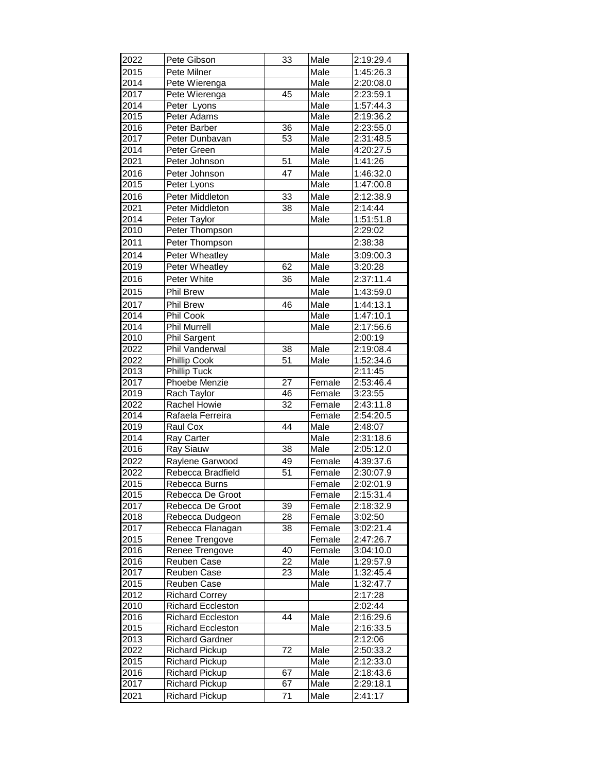| 2022 | Pete Gibson | 33 | Male | 2:19:29.4 |
|---|---|---|---|---|
| 2015 | Pete Milner | | Male | 1:45:26.3 |
| 2014 | Pete Wierenga | | Male | 2:20:08.0 |
| 2017 | Pete Wierenga | 45 | Male | 2:23:59.1 |
| 2014 | Peter  Lyons | | Male | 1:57:44.3 |
| 2015 | Peter Adams | | Male | 2:19:36.2 |
| 2016 | Peter Barber | 36 | Male | 2:23:55.0 |
| 2017 | Peter Dunbavan | 53 | Male | 2:31:48.5 |
| 2014 | Peter Green | | Male | 4:20:27.5 |
| 2021 | Peter Johnson | 51 | Male | 1:41:26 |
| 2016 | Peter Johnson | 47 | Male | 1:46:32.0 |
| 2015 | Peter Lyons | | Male | 1:47:00.8 |
| 2016 | Peter Middleton | 33 | Male | 2:12:38.9 |
| 2021 | Peter Middleton | 38 | Male | 2:14:44 |
| 2014 | Peter Taylor | | Male | 1:51:51.8 |
| 2010 | Peter Thompson | | | 2:29:02 |
| 2011 | Peter Thompson | | | 2:38:38 |
| 2014 | Peter Wheatley | | Male | 3:09:00.3 |
| 2019 | Peter Wheatley | 62 | Male | 3:20:28 |
| 2016 | Peter White | 36 | Male | 2:37:11.4 |
| 2015 | Phil Brew | | Male | 1:43:59.0 |
| 2017 | Phil Brew | 46 | Male | 1:44:13.1 |
| 2014 | Phil Cook | | Male | 1:47:10.1 |
| 2014 | Phil Murrell | | Male | 2:17:56.6 |
| 2010 | Phil Sargent | | | 2:00:19 |
| 2022 | Phil Vanderwal | 38 | Male | 2:19:08.4 |
| 2022 | Phillip Cook | 51 | Male | 1:52:34.6 |
| 2013 | Phillip Tuck | | | 2:11:45 |
| 2017 | Phoebe Menzie | 27 | Female | 2:53:46.4 |
| 2019 | Rach Taylor | 46 | Female | 3:23:55 |
| 2022 | Rachel Howie | 32 | Female | 2:43:11.8 |
| 2014 | Rafaela Ferreira | | Female | 2:54:20.5 |
| 2019 | Raul Cox | 44 | Male | 2:48:07 |
| 2014 | Ray Carter | | Male | 2:31:18.6 |
| 2016 | Ray Siauw | 38 | Male | 2:05:12.0 |
| 2022 | Raylene Garwood | 49 | Female | 4:39:37.6 |
| 2022 | Rebecca Bradfield | 51 | Female | 2:30:07.9 |
| 2015 | Rebecca Burns | | Female | 2:02:01.9 |
| 2015 | Rebecca De Groot | | Female | 2:15:31.4 |
| 2017 | Rebecca De Groot | 39 | Female | 2:18:32.9 |
| 2018 | Rebecca Dudgeon | 28 | Female | 3:02:50 |
| 2017 | Rebecca Flanagan | 38 | Female | 3:02:21.4 |
| 2015 | Renee Trengove | | Female | 2:47:26.7 |
| 2016 | Renee Trengove | 40 | Female | 3:04:10.0 |
| 2016 | Reuben Case | 22 | Male | 1:29:57.9 |
| 2017 | Reuben Case | 23 | Male | 1:32:45.4 |
| 2015 | Reuben Case | | Male | 1:32:47.7 |
| 2012 | Richard Correy | | | 2:17:28 |
| 2010 | Richard Eccleston | | | 2:02:44 |
| 2016 | Richard Eccleston | 44 | Male | 2:16:29.6 |
| 2015 | Richard Eccleston | | Male | 2:16:33.5 |
| 2013 | Richard Gardner | | | 2:12:06 |
| 2022 | Richard Pickup | 72 | Male | 2:50:33.2 |
| 2015 | Richard Pickup | | Male | 2:12:33.0 |
| 2016 | Richard Pickup | 67 | Male | 2:18:43.6 |
| 2017 | Richard Pickup | 67 | Male | 2:29:18.1 |
| 2021 | Richard Pickup | 71 | Male | 2:41:17 |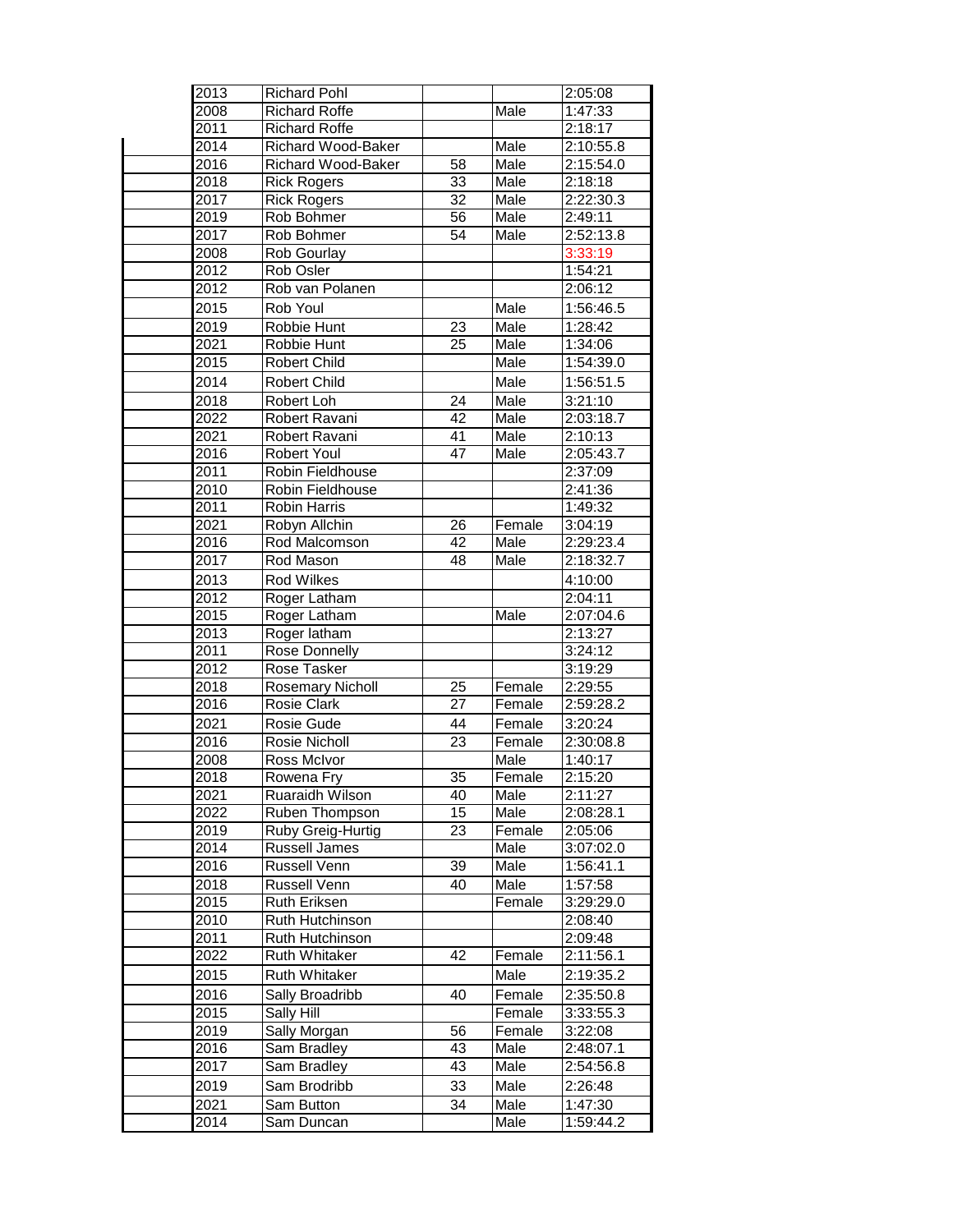| | | | | |
|---|---|---|---|---|
| 2013 | Richard Pohl | | | 2:05:08 |
| 2008 | Richard Roffe | | Male | 1:47:33 |
| 2011 | Richard Roffe | | | 2:18:17 |
| 2014 | Richard Wood-Baker | | Male | 2:10:55.8 |
| 2016 | Richard Wood-Baker | 58 | Male | 2:15:54.0 |
| 2018 | Rick Rogers | 33 | Male | 2:18:18 |
| 2017 | Rick Rogers | 32 | Male | 2:22:30.3 |
| 2019 | Rob Bohmer | 56 | Male | 2:49:11 |
| 2017 | Rob Bohmer | 54 | Male | 2:52:13.8 |
| 2008 | Rob Gourlay | | | 3:33:19 |
| 2012 | Rob Osler | | | 1:54:21 |
| 2012 | Rob van Polanen | | | 2:06:12 |
| 2015 | Rob Youl | | Male | 1:56:46.5 |
| 2019 | Robbie Hunt | 23 | Male | 1:28:42 |
| 2021 | Robbie Hunt | 25 | Male | 1:34:06 |
| 2015 | Robert Child | | Male | 1:54:39.0 |
| 2014 | Robert Child | | Male | 1:56:51.5 |
| 2018 | Robert Loh | 24 | Male | 3:21:10 |
| 2022 | Robert Ravani | 42 | Male | 2:03:18.7 |
| 2021 | Robert Ravani | 41 | Male | 2:10:13 |
| 2016 | Robert Youl | 47 | Male | 2:05:43.7 |
| 2011 | Robin Fieldhouse | | | 2:37:09 |
| 2010 | Robin Fieldhouse | | | 2:41:36 |
| 2011 | Robin Harris | | | 1:49:32 |
| 2021 | Robyn Allchin | 26 | Female | 3:04:19 |
| 2016 | Rod Malcomson | 42 | Male | 2:29:23.4 |
| 2017 | Rod Mason | 48 | Male | 2:18:32.7 |
| 2013 | Rod Wilkes | | | 4:10:00 |
| 2012 | Roger Latham | | | 2:04:11 |
| 2015 | Roger Latham | | Male | 2:07:04.6 |
| 2013 | Roger latham | | | 2:13:27 |
| 2011 | Rose Donnelly | | | 3:24:12 |
| 2012 | Rose Tasker | | | 3:19:29 |
| 2018 | Rosemary Nicholl | 25 | Female | 2:29:55 |
| 2016 | Rosie Clark | 27 | Female | 2:59:28.2 |
| 2021 | Rosie Gude | 44 | Female | 3:20:24 |
| 2016 | Rosie Nicholl | 23 | Female | 2:30:08.8 |
| 2008 | Ross McIvor | | Male | 1:40:17 |
| 2018 | Rowena Fry | 35 | Female | 2:15:20 |
| 2021 | Ruaraidh Wilson | 40 | Male | 2:11:27 |
| 2022 | Ruben Thompson | 15 | Male | 2:08:28.1 |
| 2019 | Ruby Greig-Hurtig | 23 | Female | 2:05:06 |
| 2014 | Russell James | | Male | 3:07:02.0 |
| 2016 | Russell Venn | 39 | Male | 1:56:41.1 |
| 2018 | Russell Venn | 40 | Male | 1:57:58 |
| 2015 | Ruth Eriksen | | Female | 3:29:29.0 |
| 2010 | Ruth Hutchinson | | | 2:08:40 |
| 2011 | Ruth Hutchinson | | | 2:09:48 |
| 2022 | Ruth Whitaker | 42 | Female | 2:11:56.1 |
| 2015 | Ruth Whitaker | | Male | 2:19:35.2 |
| 2016 | Sally Broadribb | 40 | Female | 2:35:50.8 |
| 2015 | Sally Hill | | Female | 3:33:55.3 |
| 2019 | Sally Morgan | 56 | Female | 3:22:08 |
| 2016 | Sam Bradley | 43 | Male | 2:48:07.1 |
| 2017 | Sam Bradley | 43 | Male | 2:54:56.8 |
| 2019 | Sam Brodribb | 33 | Male | 2:26:48 |
| 2021 | Sam Button | 34 | Male | 1:47:30 |
| 2014 | Sam Duncan | | Male | 1:59:44.2 |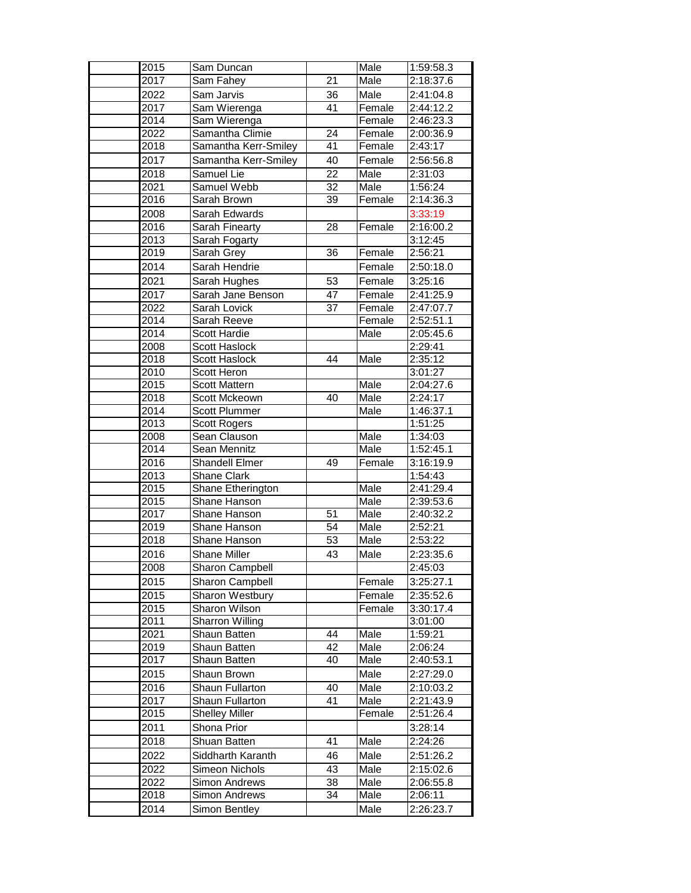| | | | | | |
|---|---|---|---|---|---|
| | 2015 | Sam Duncan | | Male | 1:59:58.3 |
| | 2017 | Sam Fahey | 21 | Male | 2:18:37.6 |
| | 2022 | Sam Jarvis | 36 | Male | 2:41:04.8 |
| | 2017 | Sam Wierenga | 41 | Female | 2:44:12.2 |
| | 2014 | Sam Wierenga | | Female | 2:46:23.3 |
| | 2022 | Samantha Climie | 24 | Female | 2:00:36.9 |
| | 2018 | Samantha Kerr-Smiley | 41 | Female | 2:43:17 |
| | 2017 | Samantha Kerr-Smiley | 40 | Female | 2:56:56.8 |
| | 2018 | Samuel Lie | 22 | Male | 2:31:03 |
| | 2021 | Samuel Webb | 32 | Male | 1:56:24 |
| | 2016 | Sarah Brown | 39 | Female | 2:14:36.3 |
| | 2008 | Sarah Edwards | | | 3:33:19 |
| | 2016 | Sarah Finearty | 28 | Female | 2:16:00.2 |
| | 2013 | Sarah Fogarty | | | 3:12:45 |
| | 2019 | Sarah Grey | 36 | Female | 2:56:21 |
| | 2014 | Sarah Hendrie | | Female | 2:50:18.0 |
| | 2021 | Sarah Hughes | 53 | Female | 3:25:16 |
| | 2017 | Sarah Jane Benson | 47 | Female | 2:41:25.9 |
| | 2022 | Sarah Lovick | 37 | Female | 2:47:07.7 |
| | 2014 | Sarah Reeve | | Female | 2:52:51.1 |
| | 2014 | Scott Hardie | | Male | 2:05:45.6 |
| | 2008 | Scott Haslock | | | 2:29:41 |
| | 2018 | Scott Haslock | 44 | Male | 2:35:12 |
| | 2010 | Scott Heron | | | 3:01:27 |
| | 2015 | Scott Mattern | | Male | 2:04:27.6 |
| | 2018 | Scott Mckeown | 40 | Male | 2:24:17 |
| | 2014 | Scott Plummer | | Male | 1:46:37.1 |
| | 2013 | Scott Rogers | | | 1:51:25 |
| | 2008 | Sean Clauson | | Male | 1:34:03 |
| | 2014 | Sean Mennitz | | Male | 1:52:45.1 |
| | 2016 | Shandell Elmer | 49 | Female | 3:16:19.9 |
| | 2013 | Shane Clark | | | 1:54:43 |
| | 2015 | Shane Etherington | | Male | 2:41:29.4 |
| | 2015 | Shane Hanson | | Male | 2:39:53.6 |
| | 2017 | Shane Hanson | 51 | Male | 2:40:32.2 |
| | 2019 | Shane Hanson | 54 | Male | 2:52:21 |
| | 2018 | Shane Hanson | 53 | Male | 2:53:22 |
| | 2016 | Shane Miller | 43 | Male | 2:23:35.6 |
| | 2008 | Sharon Campbell | | | 2:45:03 |
| | 2015 | Sharon Campbell | | Female | 3:25:27.1 |
| | 2015 | Sharon Westbury | | Female | 2:35:52.6 |
| | 2015 | Sharon Wilson | | Female | 3:30:17.4 |
| | 2011 | Sharron Willing | | | 3:01:00 |
| | 2021 | Shaun Batten | 44 | Male | 1:59:21 |
| | 2019 | Shaun Batten | 42 | Male | 2:06:24 |
| | 2017 | Shaun Batten | 40 | Male | 2:40:53.1 |
| | 2015 | Shaun Brown | | Male | 2:27:29.0 |
| | 2016 | Shaun Fullarton | 40 | Male | 2:10:03.2 |
| | 2017 | Shaun Fullarton | 41 | Male | 2:21:43.9 |
| | 2015 | Shelley Miller | | Female | 2:51:26.4 |
| | 2011 | Shona Prior | | | 3:28:14 |
| | 2018 | Shuan Batten | 41 | Male | 2:24:26 |
| | 2022 | Siddharth Karanth | 46 | Male | 2:51:26.2 |
| | 2022 | Simeon Nichols | 43 | Male | 2:15:02.6 |
| | 2022 | Simon Andrews | 38 | Male | 2:06:55.8 |
| | 2018 | Simon Andrews | 34 | Male | 2:06:11 |
| | 2014 | Simon Bentley | | Male | 2:26:23.7 |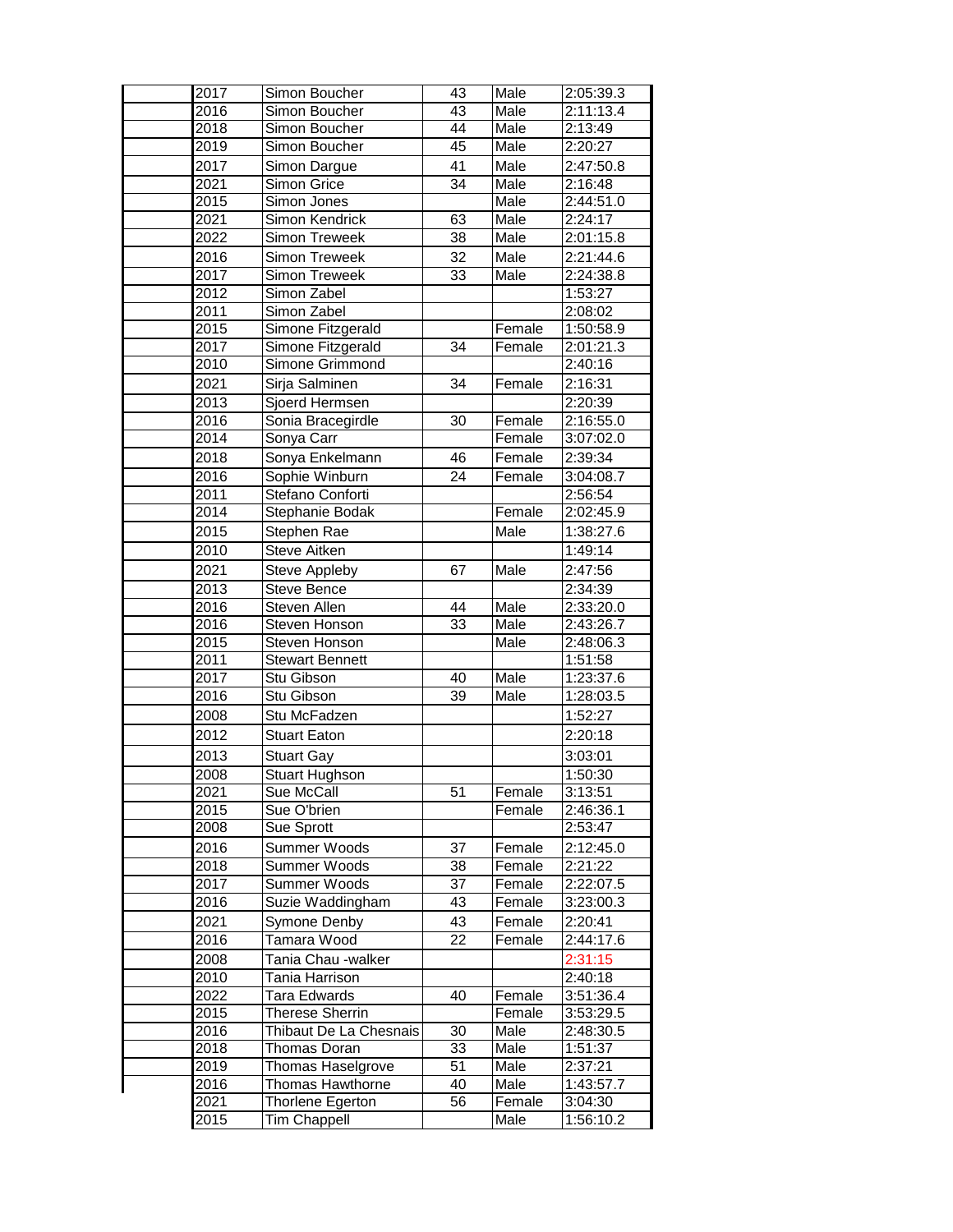| | | | | |
|---|---|---|---|---|
| 2017 | Simon Boucher | 43 | Male | 2:05:39.3 |
| 2016 | Simon Boucher | 43 | Male | 2:11:13.4 |
| 2018 | Simon Boucher | 44 | Male | 2:13:49 |
| 2019 | Simon Boucher | 45 | Male | 2:20:27 |
| 2017 | Simon Dargue | 41 | Male | 2:47:50.8 |
| 2021 | Simon Grice | 34 | Male | 2:16:48 |
| 2015 | Simon Jones | | Male | 2:44:51.0 |
| 2021 | Simon Kendrick | 63 | Male | 2:24:17 |
| 2022 | Simon Treweek | 38 | Male | 2:01:15.8 |
| 2016 | Simon Treweek | 32 | Male | 2:21:44.6 |
| 2017 | Simon Treweek | 33 | Male | 2:24:38.8 |
| 2012 | Simon Zabel | | | 1:53:27 |
| 2011 | Simon Zabel | | | 2:08:02 |
| 2015 | Simone Fitzgerald | | Female | 1:50:58.9 |
| 2017 | Simone Fitzgerald | 34 | Female | 2:01:21.3 |
| 2010 | Simone Grimmond | | | 2:40:16 |
| 2021 | Sirja Salminen | 34 | Female | 2:16:31 |
| 2013 | Sjoerd Hermsen | | | 2:20:39 |
| 2016 | Sonia Bracegirdle | 30 | Female | 2:16:55.0 |
| 2014 | Sonya Carr | | Female | 3:07:02.0 |
| 2018 | Sonya Enkelmann | 46 | Female | 2:39:34 |
| 2016 | Sophie Winburn | 24 | Female | 3:04:08.7 |
| 2011 | Stefano Conforti | | | 2:56:54 |
| 2014 | Stephanie Bodak | | Female | 2:02:45.9 |
| 2015 | Stephen Rae | | Male | 1:38:27.6 |
| 2010 | Steve Aitken | | | 1:49:14 |
| 2021 | Steve Appleby | 67 | Male | 2:47:56 |
| 2013 | Steve Bence | | | 2:34:39 |
| 2016 | Steven Allen | 44 | Male | 2:33:20.0 |
| 2016 | Steven Honson | 33 | Male | 2:43:26.7 |
| 2015 | Steven Honson | | Male | 2:48:06.3 |
| 2011 | Stewart Bennett | | | 1:51:58 |
| 2017 | Stu Gibson | 40 | Male | 1:23:37.6 |
| 2016 | Stu Gibson | 39 | Male | 1:28:03.5 |
| 2008 | Stu McFadzen | | | 1:52:27 |
| 2012 | Stuart Eaton | | | 2:20:18 |
| 2013 | Stuart Gay | | | 3:03:01 |
| 2008 | Stuart Hughson | | | 1:50:30 |
| 2021 | Sue McCall | 51 | Female | 3:13:51 |
| 2015 | Sue O'brien | | Female | 2:46:36.1 |
| 2008 | Sue Sprott | | | 2:53:47 |
| 2016 | Summer Woods | 37 | Female | 2:12:45.0 |
| 2018 | Summer Woods | 38 | Female | 2:21:22 |
| 2017 | Summer Woods | 37 | Female | 2:22:07.5 |
| 2016 | Suzie Waddingham | 43 | Female | 3:23:00.3 |
| 2021 | Symone Denby | 43 | Female | 2:20:41 |
| 2016 | Tamara Wood | 22 | Female | 2:44:17.6 |
| 2008 | Tania Chau -walker | | | 2:31:15 |
| 2010 | Tania Harrison | | | 2:40:18 |
| 2022 | Tara Edwards | 40 | Female | 3:51:36.4 |
| 2015 | Therese Sherrin | | Female | 3:53:29.5 |
| 2016 | Thibaut De La Chesnais | 30 | Male | 2:48:30.5 |
| 2018 | Thomas Doran | 33 | Male | 1:51:37 |
| 2019 | Thomas Haselgrove | 51 | Male | 2:37:21 |
| 2016 | Thomas Hawthorne | 40 | Male | 1:43:57.7 |
| 2021 | Thorlene Egerton | 56 | Female | 3:04:30 |
| 2015 | Tim Chappell | | Male | 1:56:10.2 |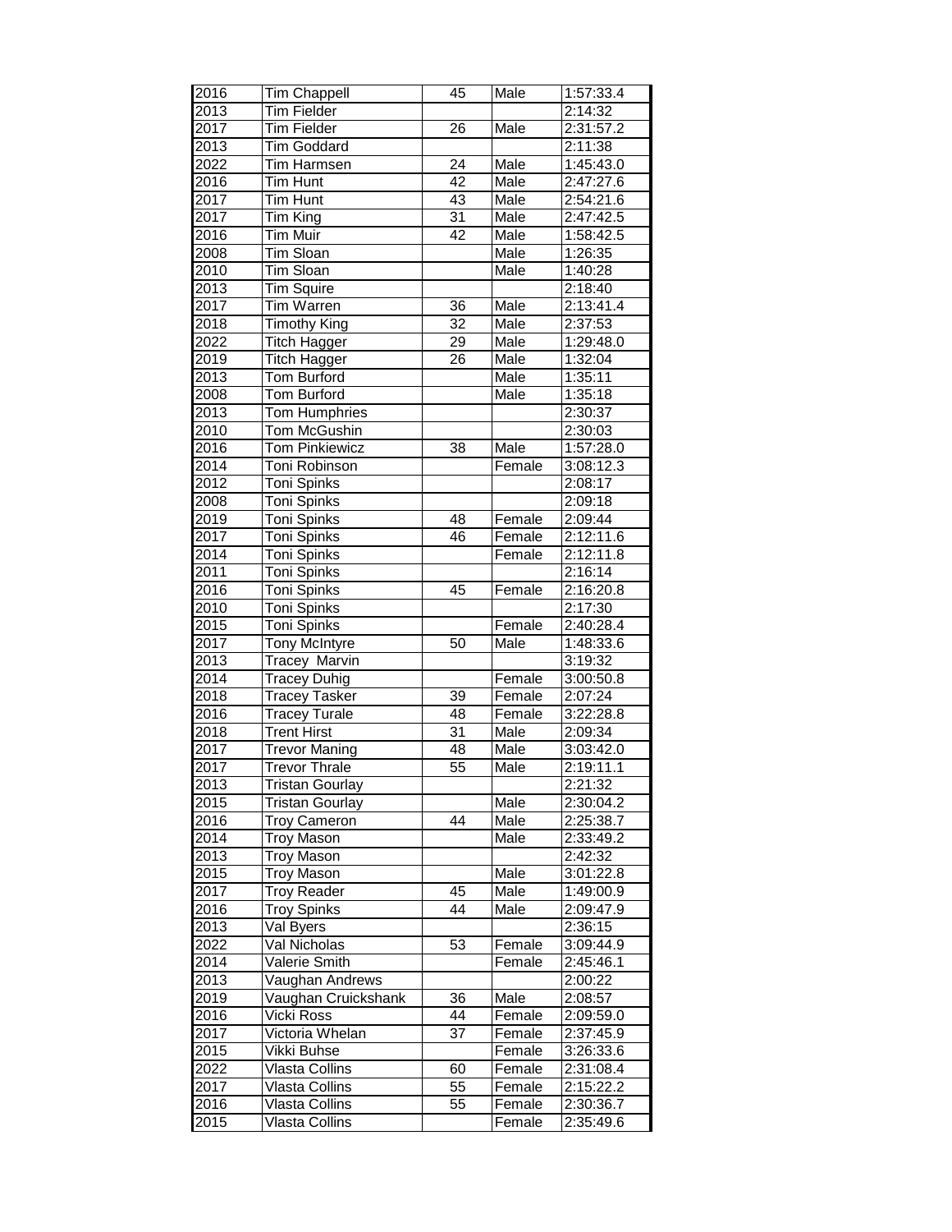| 2016 | Tim Chappell | 45 | Male | 1:57:33.4 |
|---|---|---|---|---|
| 2013 | Tim Fielder | | | 2:14:32 |
| 2017 | Tim Fielder | 26 | Male | 2:31:57.2 |
| 2013 | Tim Goddard | | | 2:11:38 |
| 2022 | Tim Harmsen | 24 | Male | 1:45:43.0 |
| 2016 | Tim Hunt | 42 | Male | 2:47:27.6 |
| 2017 | Tim Hunt | 43 | Male | 2:54:21.6 |
| 2017 | Tim King | 31 | Male | 2:47:42.5 |
| 2016 | Tim Muir | 42 | Male | 1:58:42.5 |
| 2008 | Tim Sloan | | Male | 1:26:35 |
| 2010 | Tim Sloan | | Male | 1:40:28 |
| 2013 | Tim Squire | | | 2:18:40 |
| 2017 | Tim Warren | 36 | Male | 2:13:41.4 |
| 2018 | Timothy King | 32 | Male | 2:37:53 |
| 2022 | Titch Hagger | 29 | Male | 1:29:48.0 |
| 2019 | Titch Hagger | 26 | Male | 1:32:04 |
| 2013 | Tom Burford | | Male | 1:35:11 |
| 2008 | Tom Burford | | Male | 1:35:18 |
| 2013 | Tom Humphries | | | 2:30:37 |
| 2010 | Tom McGushin | | | 2:30:03 |
| 2016 | Tom Pinkiewicz | 38 | Male | 1:57:28.0 |
| 2014 | Toni Robinson | | Female | 3:08:12.3 |
| 2012 | Toni Spinks | | | 2:08:17 |
| 2008 | Toni Spinks | | | 2:09:18 |
| 2019 | Toni Spinks | 48 | Female | 2:09:44 |
| 2017 | Toni Spinks | 46 | Female | 2:12:11.6 |
| 2014 | Toni Spinks | | Female | 2:12:11.8 |
| 2011 | Toni Spinks | | | 2:16:14 |
| 2016 | Toni Spinks | 45 | Female | 2:16:20.8 |
| 2010 | Toni Spinks | | | 2:17:30 |
| 2015 | Toni Spinks | | Female | 2:40:28.4 |
| 2017 | Tony McIntyre | 50 | Male | 1:48:33.6 |
| 2013 | Tracey Marvin | | | 3:19:32 |
| 2014 | Tracey Duhig | | Female | 3:00:50.8 |
| 2018 | Tracey Tasker | 39 | Female | 2:07:24 |
| 2016 | Tracey Turale | 48 | Female | 3:22:28.8 |
| 2018 | Trent Hirst | 31 | Male | 2:09:34 |
| 2017 | Trevor Maning | 48 | Male | 3:03:42.0 |
| 2017 | Trevor Thrale | 55 | Male | 2:19:11.1 |
| 2013 | Tristan Gourlay | | | 2:21:32 |
| 2015 | Tristan Gourlay | | Male | 2:30:04.2 |
| 2016 | Troy Cameron | 44 | Male | 2:25:38.7 |
| 2014 | Troy Mason | | Male | 2:33:49.2 |
| 2013 | Troy Mason | | | 2:42:32 |
| 2015 | Troy Mason | | Male | 3:01:22.8 |
| 2017 | Troy Reader | 45 | Male | 1:49:00.9 |
| 2016 | Troy Spinks | 44 | Male | 2:09:47.9 |
| 2013 | Val Byers | | | 2:36:15 |
| 2022 | Val Nicholas | 53 | Female | 3:09:44.9 |
| 2014 | Valerie Smith | | Female | 2:45:46.1 |
| 2013 | Vaughan Andrews | | | 2:00:22 |
| 2019 | Vaughan Cruickshank | 36 | Male | 2:08:57 |
| 2016 | Vicki Ross | 44 | Female | 2:09:59.0 |
| 2017 | Victoria Whelan | 37 | Female | 2:37:45.9 |
| 2015 | Vikki Buhse | | Female | 3:26:33.6 |
| 2022 | Vlasta Collins | 60 | Female | 2:31:08.4 |
| 2017 | Vlasta Collins | 55 | Female | 2:15:22.2 |
| 2016 | Vlasta Collins | 55 | Female | 2:30:36.7 |
| 2015 | Vlasta Collins | | Female | 2:35:49.6 |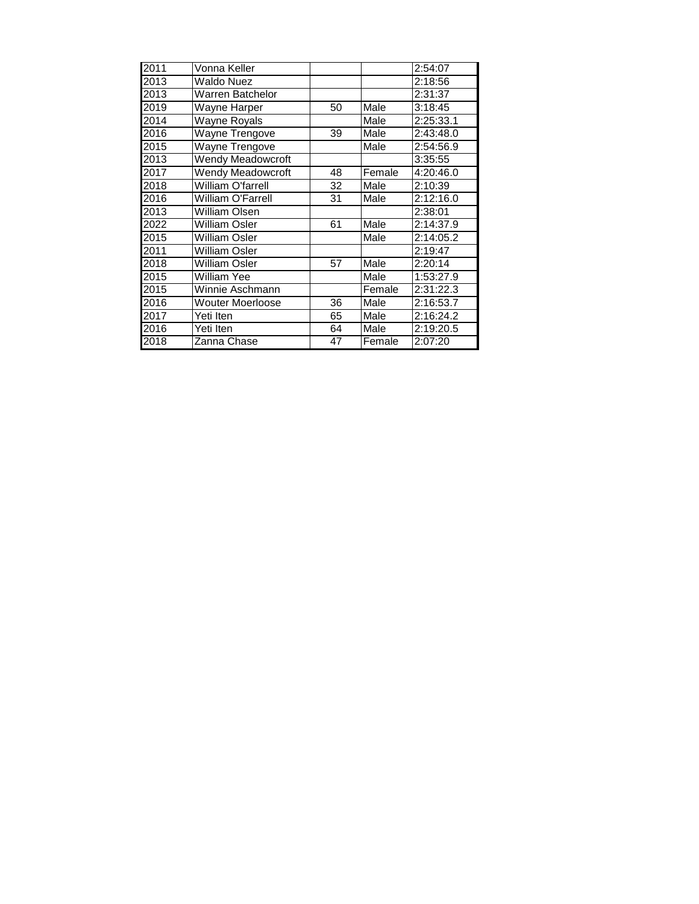| | | | | |
|---|---|---|---|---|
| 2011 | Vonna Keller | | | 2:54:07 |
| 2013 | Waldo Nuez | | | 2:18:56 |
| 2013 | Warren Batchelor | | | 2:31:37 |
| 2019 | Wayne Harper | 50 | Male | 3:18:45 |
| 2014 | Wayne Royals | | Male | 2:25:33.1 |
| 2016 | Wayne Trengove | 39 | Male | 2:43:48.0 |
| 2015 | Wayne Trengove | | Male | 2:54:56.9 |
| 2013 | Wendy Meadowcroft | | | 3:35:55 |
| 2017 | Wendy Meadowcroft | 48 | Female | 4:20:46.0 |
| 2018 | William O'farrell | 32 | Male | 2:10:39 |
| 2016 | William O'Farrell | 31 | Male | 2:12:16.0 |
| 2013 | William Olsen | | | 2:38:01 |
| 2022 | William Osler | 61 | Male | 2:14:37.9 |
| 2015 | William Osler | | Male | 2:14:05.2 |
| 2011 | William Osler | | | 2:19:47 |
| 2018 | William Osler | 57 | Male | 2:20:14 |
| 2015 | William Yee | | Male | 1:53:27.9 |
| 2015 | Winnie Aschmann | | Female | 2:31:22.3 |
| 2016 | Wouter Moerloose | 36 | Male | 2:16:53.7 |
| 2017 | Yeti Iten | 65 | Male | 2:16:24.2 |
| 2016 | Yeti Iten | 64 | Male | 2:19:20.5 |
| 2018 | Zanna Chase | 47 | Female | 2:07:20 |